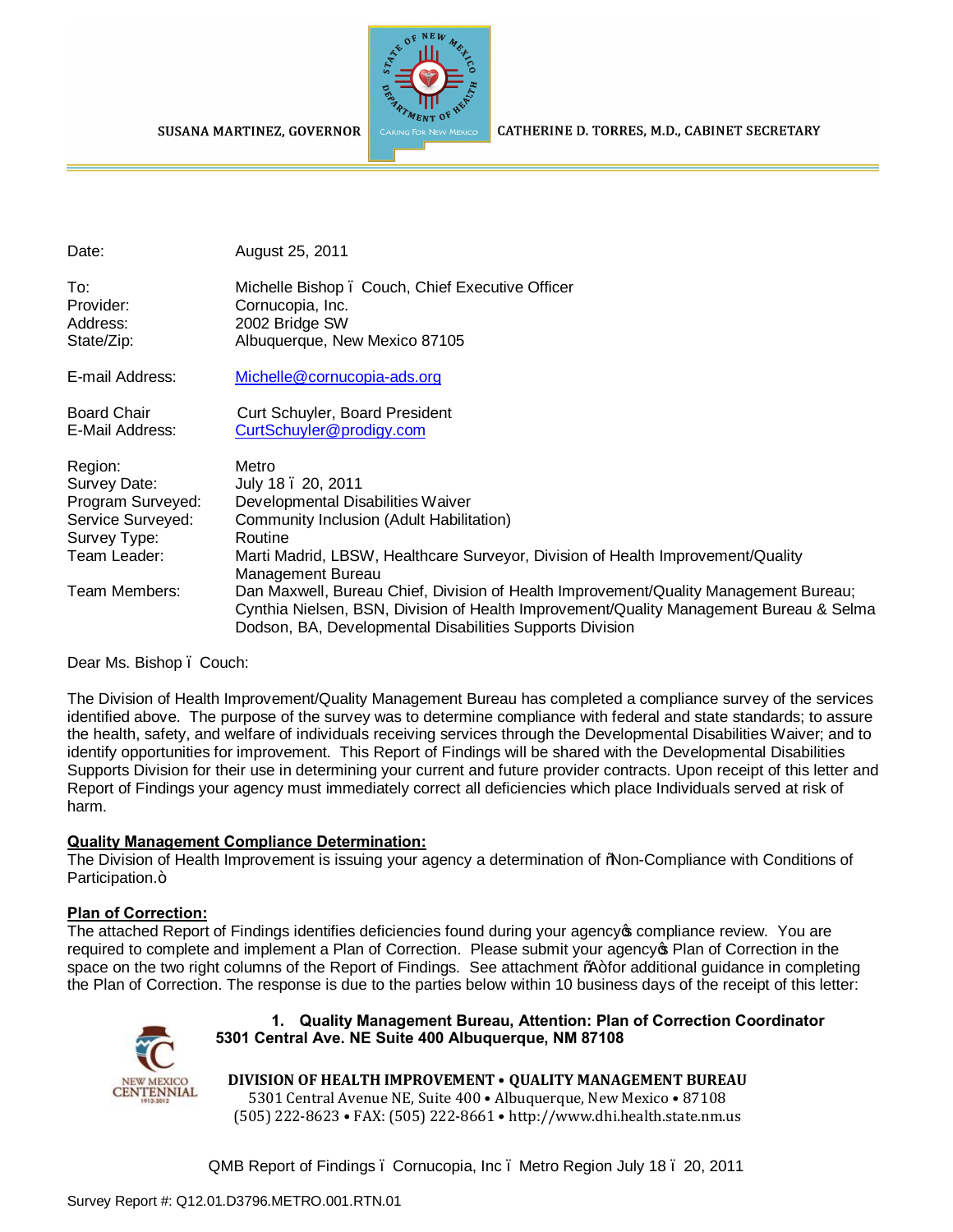SUSANA MARTINEZ, GOVERNOR

CATHERINE D. TORRES, M.D., CABINET SECRETARY

| | |
|---|---|
| Date: | August 25, 2011 |
| To: | Michelle Bishop – Couch, Chief Executive Officer |
| Provider: | Cornucopia, Inc. |
| Address: | 2002 Bridge SW |
| State/Zip: | Albuquerque, New Mexico 87105 |
| E-mail Address: | Michelle@cornucopia-ads.org |
| Board Chair E-Mail Address: | Curt Schuyler, Board President CurtSchuyler@prodigy.com |
| Region: | Metro |
| Survey Date: | July 18 – 20, 2011 |
| Program Surveyed: | Developmental Disabilities Waiver |
| Service Surveyed: | Community Inclusion (Adult Habilitation) |
| Survey Type: | Routine |
| Team Leader: | Marti Madrid, LBSW, Healthcare Surveyor, Division of Health Improvement/Quality Management Bureau |
| Team Members: | Dan Maxwell, Bureau Chief, Division of Health Improvement/Quality Management Bureau; Cynthia Nielsen, BSN, Division of Health Improvement/Quality Management Bureau & Selma Dodson, BA, Developmental Disabilities Supports Division |

Dear Ms. Bishop – Couch:

The Division of Health Improvement/Quality Management Bureau has completed a compliance survey of the services identified above. The purpose of the survey was to determine compliance with federal and state standards; to assure the health, safety, and welfare of individuals receiving services through the Developmental Disabilities Waiver; and to identify opportunities for improvement. This Report of Findings will be shared with the Developmental Disabilities Supports Division for their use in determining your current and future provider contracts. Upon receipt of this letter and Report of Findings your agency must immediately correct all deficiencies which place Individuals served at risk of harm.

**Quality Management Compliance Determination:**

The Division of Health Improvement is issuing your agency a determination of "Non-Compliance with Conditions of Participation."

**Plan of Correction:**

The attached Report of Findings identifies deficiencies found during your agency's compliance review. You are required to complete and implement a Plan of Correction. Please submit your agency's Plan of Correction in the space on the two right columns of the Report of Findings. See attachment "A" for additional guidance in completing the Plan of Correction. The response is due to the parties below within 10 business days of the receipt of this letter:

1. **Quality Management Bureau, Attention: Plan of Correction Coordinator 5301 Central Ave. NE Suite 400 Albuquerque, NM 87108**

**DIVISION OF HEALTH IMPROVEMENT • QUALITY MANAGEMENT BUREAU**
5301 Central Avenue NE, Suite 400 • Albuquerque, New Mexico • 87108
(505) 222-8623 • FAX: (505) 222-8661 • http://www.dhi.health.state.nm.us

Survey Report #: Q12.01.D3796.METRO.001.RTN.01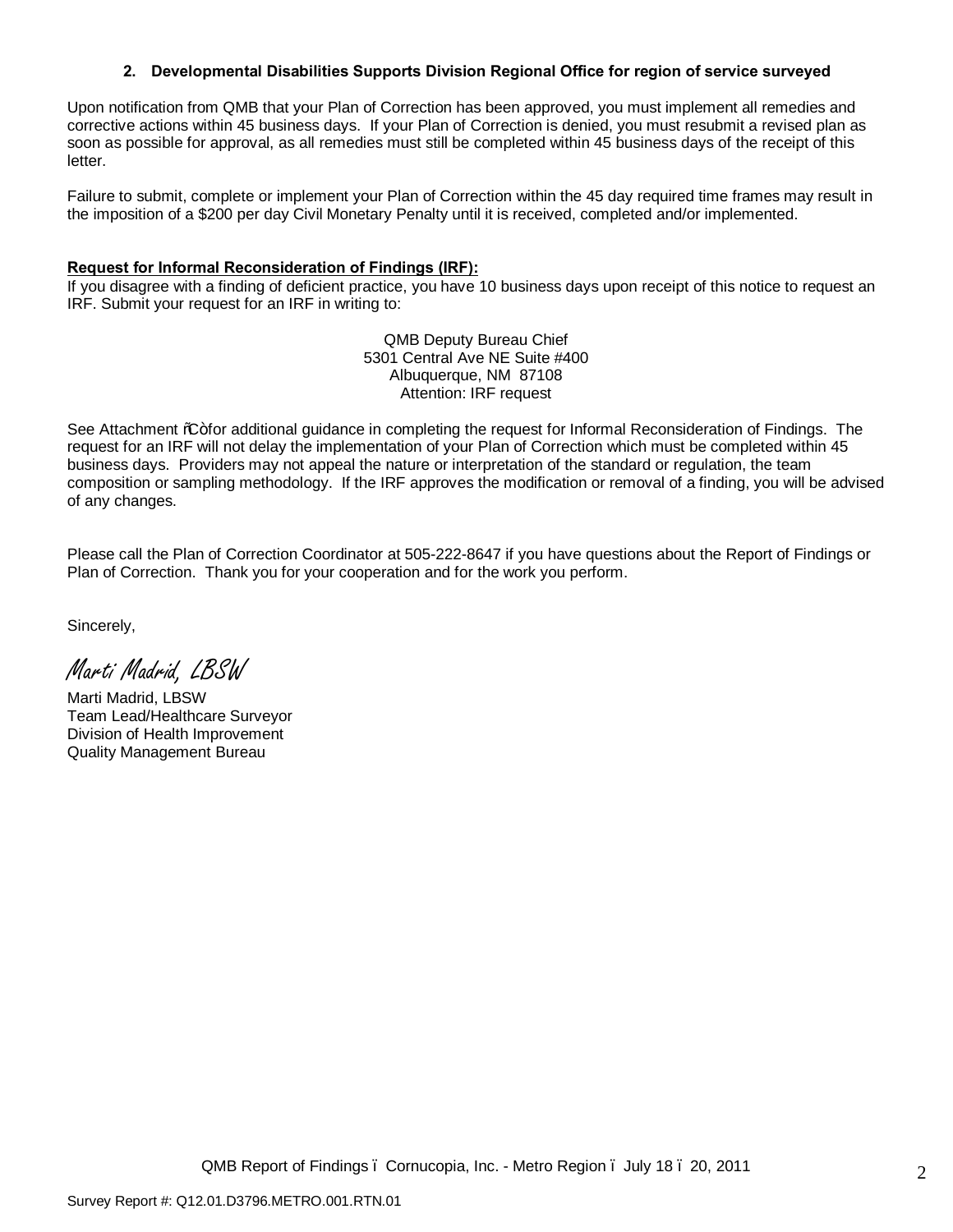**2. Developmental Disabilities Supports Division Regional Office for region of service surveyed**

Upon notification from QMB that your Plan of Correction has been approved, you must implement all remedies and corrective actions within 45 business days. If your Plan of Correction is denied, you must resubmit a revised plan as soon as possible for approval, as all remedies must still be completed within 45 business days of the receipt of this letter.

Failure to submit, complete or implement your Plan of Correction within the 45 day required time frames may result in the imposition of a $200 per day Civil Monetary Penalty until it is received, completed and/or implemented.

**Request for Informal Reconsideration of Findings (IRF):**

If you disagree with a finding of deficient practice, you have 10 business days upon receipt of this notice to request an IRF. Submit your request for an IRF in writing to:

QMB Deputy Bureau Chief
5301 Central Ave NE Suite #400
Albuquerque, NM 87108
Attention: IRF request

See Attachment "C" for additional guidance in completing the request for Informal Reconsideration of Findings. The request for an IRF will not delay the implementation of your Plan of Correction which must be completed within 45 business days. Providers may not appeal the nature or interpretation of the standard or regulation, the team composition or sampling methodology. If the IRF approves the modification or removal of a finding, you will be advised of any changes.

Please call the Plan of Correction Coordinator at 505-222-8647 if you have questions about the Report of Findings or Plan of Correction. Thank you for your cooperation and for the work you perform.

Sincerely,

*Marti Madrid, LBSW*

Marti Madrid, LBSW
Team Lead/Healthcare Surveyor
Division of Health Improvement
Quality Management Bureau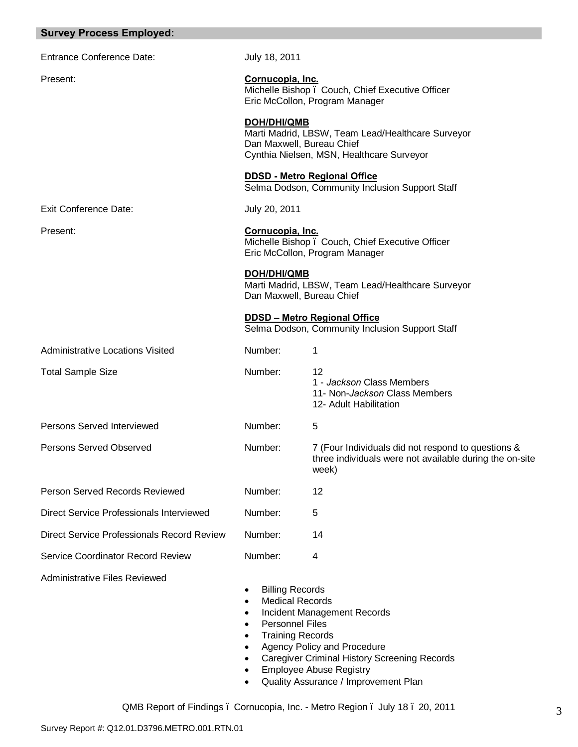## Survey Process Employed:

| | | |
|---|---|---|
| Entrance Conference Date: | July 18, 2011 | |
| Present: | **Cornucopia, Inc.**<br>Michelle Bishop ï Couch, Chief Executive Officer<br>Eric McCollon, Program Manager<br><br>**DOH/DHI/QMB**<br>Marti Madrid, LBSW, Team Lead/Healthcare Surveyor<br>Dan Maxwell, Bureau Chief<br>Cynthia Nielsen, MSN, Healthcare Surveyor<br><br>**DDSD - Metro Regional Office**<br>Selma Dodson, Community Inclusion Support Staff | |
| Exit Conference Date: | July 20, 2011 | |
| Present: | **Cornucopia, Inc.**<br>Michelle Bishop ï Couch, Chief Executive Officer<br>Eric McCollon, Program Manager<br><br>**DOH/DHI/QMB**<br>Marti Madrid, LBSW, Team Lead/Healthcare Surveyor<br>Dan Maxwell, Bureau Chief<br><br>**DDSD – Metro Regional Office**<br>Selma Dodson, Community Inclusion Support Staff | |
| Administrative Locations Visited | Number: | 1 |
| Total Sample Size | Number: | 12<br>1 - *Jackson* Class Members<br>11- Non-*Jackson* Class Members<br>12- Adult Habilitation |
| Persons Served Interviewed | Number: | 5 |
| Persons Served Observed | Number: | 7 (Four Individuals did not respond to questions & three individuals were not available during the on-site week) |
| Person Served Records Reviewed | Number: | 12 |
| Direct Service Professionals Interviewed | Number: | 5 |
| Direct Service Professionals Record Review | Number: | 14 |
| Service Coordinator Record Review | Number: | 4 |

Administrative Files Reviewed

- Billing Records
- Medical Records
- Incident Management Records
- Personnel Files
- Training Records
- Agency Policy and Procedure
- Caregiver Criminal History Screening Records
- Employee Abuse Registry
- Quality Assurance / Improvement Plan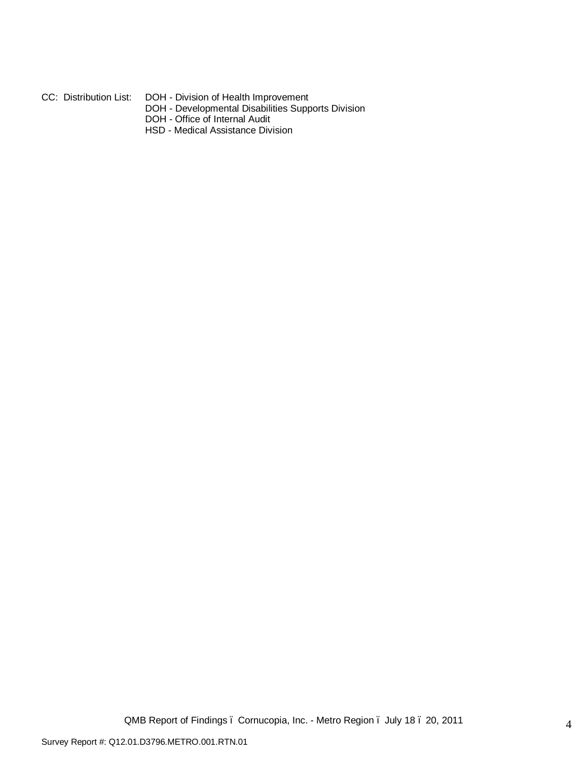CC: Distribution List: DOH - Division of Health Improvement
DOH - Developmental Disabilities Supports Division
DOH - Office of Internal Audit
HSD - Medical Assistance Division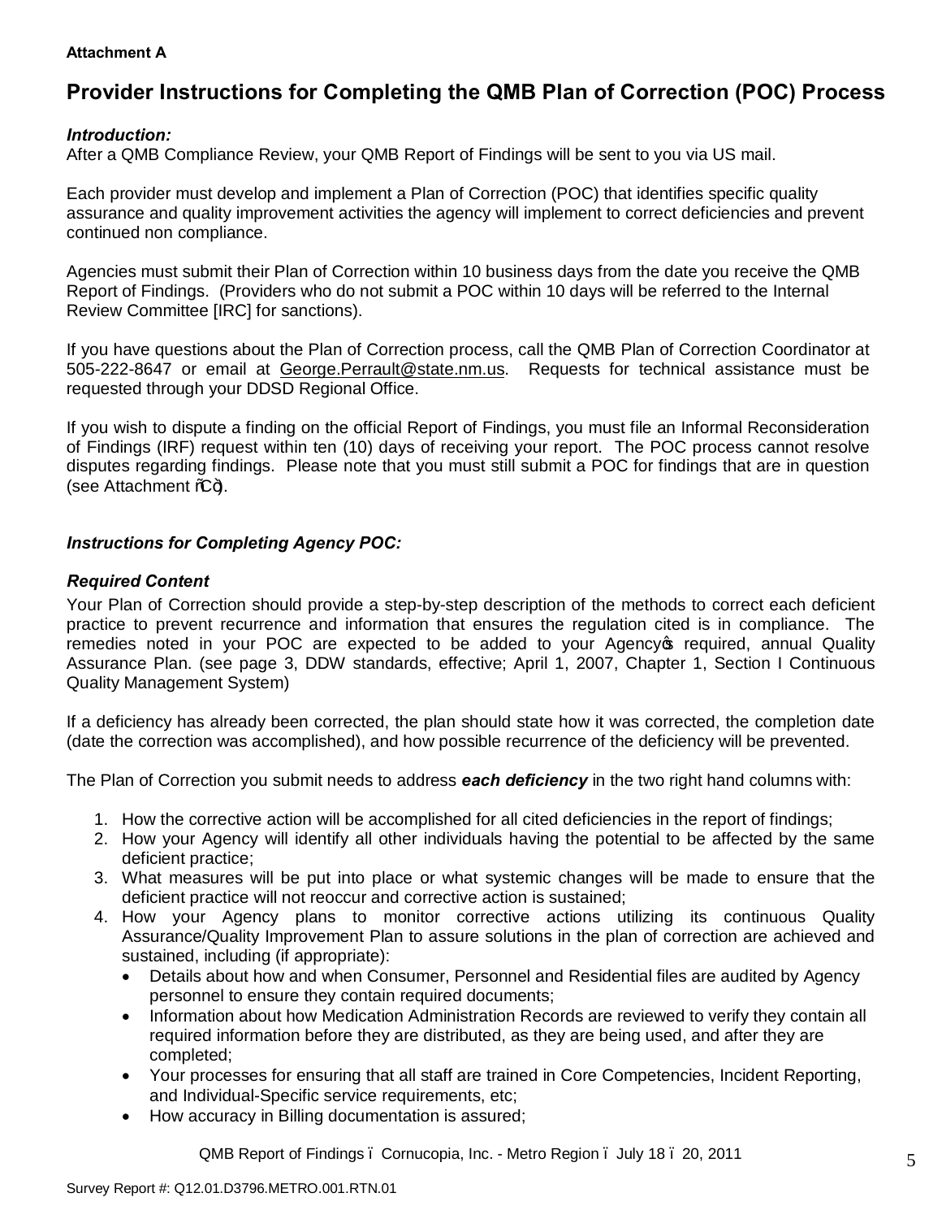**Attachment A**

# Provider Instructions for Completing the QMB Plan of Correction (POC) Process

***Introduction:***

After a QMB Compliance Review, your QMB Report of Findings will be sent to you via US mail.

Each provider must develop and implement a Plan of Correction (POC) that identifies specific quality assurance and quality improvement activities the agency will implement to correct deficiencies and prevent continued non compliance.

Agencies must submit their Plan of Correction within 10 business days from the date you receive the QMB Report of Findings. (Providers who do not submit a POC within 10 days will be referred to the Internal Review Committee [IRC] for sanctions).

If you have questions about the Plan of Correction process, call the QMB Plan of Correction Coordinator at 505-222-8647 or email at George.Perrault@state.nm.us. Requests for technical assistance must be requested through your DDSD Regional Office.

If you wish to dispute a finding on the official Report of Findings, you must file an Informal Reconsideration of Findings (IRF) request within ten (10) days of receiving your report. The POC process cannot resolve disputes regarding findings. Please note that you must still submit a POC for findings that are in question (see Attachment "C").

***Instructions for Completing Agency POC:***

***Required Content***

Your Plan of Correction should provide a step-by-step description of the methods to correct each deficient practice to prevent recurrence and information that ensures the regulation cited is in compliance. The remedies noted in your POC are expected to be added to your Agency's required, annual Quality Assurance Plan. (see page 3, DDW standards, effective; April 1, 2007, Chapter 1, Section I Continuous Quality Management System)

If a deficiency has already been corrected, the plan should state how it was corrected, the completion date (date the correction was accomplished), and how possible recurrence of the deficiency will be prevented.

The Plan of Correction you submit needs to address ***each deficiency*** in the two right hand columns with:

1. How the corrective action will be accomplished for all cited deficiencies in the report of findings;
2. How your Agency will identify all other individuals having the potential to be affected by the same deficient practice;
3. What measures will be put into place or what systemic changes will be made to ensure that the deficient practice will not reoccur and corrective action is sustained;
4. How your Agency plans to monitor corrective actions utilizing its continuous Quality Assurance/Quality Improvement Plan to assure solutions in the plan of correction are achieved and sustained, including (if appropriate):
   - Details about how and when Consumer, Personnel and Residential files are audited by Agency personnel to ensure they contain required documents;
   - Information about how Medication Administration Records are reviewed to verify they contain all required information before they are distributed, as they are being used, and after they are completed;
   - Your processes for ensuring that all staff are trained in Core Competencies, Incident Reporting, and Individual-Specific service requirements, etc;
   - How accuracy in Billing documentation is assured;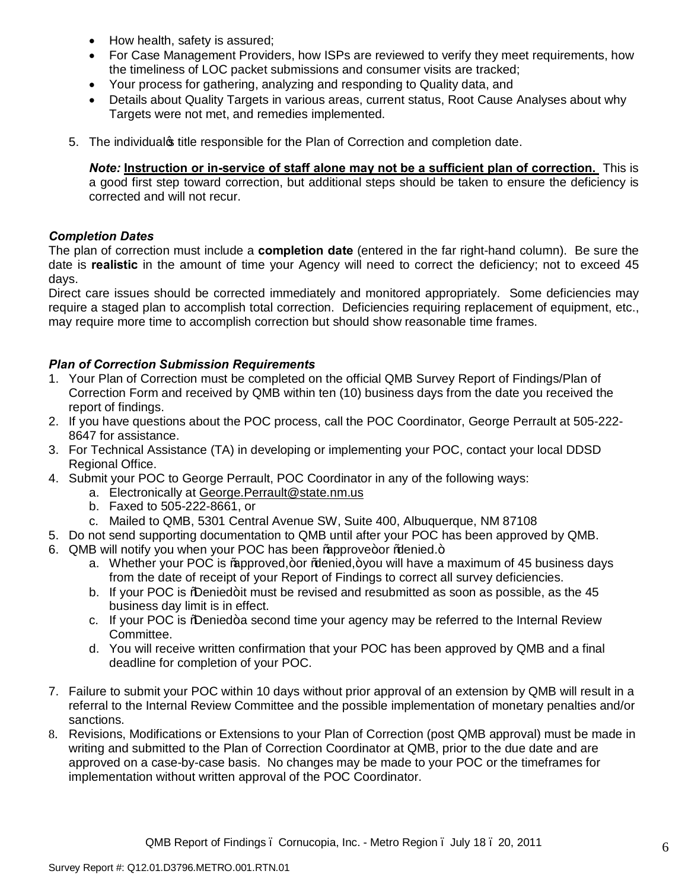- How health, safety is assured;
- For Case Management Providers, how ISPs are reviewed to verify they meet requirements, how the timeliness of LOC packet submissions and consumer visits are tracked;
- Your process for gathering, analyzing and responding to Quality data, and
- Details about Quality Targets in various areas, current status, Root Cause Analyses about why Targets were not met, and remedies implemented.

5. The individual's title responsible for the Plan of Correction and completion date.

   ***Note:*** **Instruction or in-service of staff alone may not be a sufficient plan of correction.** This is a good first step toward correction, but additional steps should be taken to ensure the deficiency is corrected and will not recur.

***Completion Dates***

The plan of correction must include a **completion date** (entered in the far right-hand column). Be sure the date is **realistic** in the amount of time your Agency will need to correct the deficiency; not to exceed 45 days.

Direct care issues should be corrected immediately and monitored appropriately. Some deficiencies may require a staged plan to accomplish total correction. Deficiencies requiring replacement of equipment, etc., may require more time to accomplish correction but should show reasonable time frames.

***Plan of Correction Submission Requirements***

1. Your Plan of Correction must be completed on the official QMB Survey Report of Findings/Plan of Correction Form and received by QMB within ten (10) business days from the date you received the report of findings.
2. If you have questions about the POC process, call the POC Coordinator, George Perrault at 505-222-8647 for assistance.
3. For Technical Assistance (TA) in developing or implementing your POC, contact your local DDSD Regional Office.
4. Submit your POC to George Perrault, POC Coordinator in any of the following ways:
   a. Electronically at George.Perrault@state.nm.us
   b. Faxed to 505-222-8661, or
   c. Mailed to QMB, 5301 Central Avenue SW, Suite 400, Albuquerque, NM 87108
5. Do not send supporting documentation to QMB until after your POC has been approved by QMB.
6. QMB will notify you when your POC has been "approve" or "denied."
   a. Whether your POC is "approved," or "denied," you will have a maximum of 45 business days from the date of receipt of your Report of Findings to correct all survey deficiencies.
   b. If your POC is "Denied" it must be revised and resubmitted as soon as possible, as the 45 business day limit is in effect.
   c. If your POC is "Denied" a second time your agency may be referred to the Internal Review Committee.
   d. You will receive written confirmation that your POC has been approved by QMB and a final deadline for completion of your POC.
7. Failure to submit your POC within 10 days without prior approval of an extension by QMB will result in a referral to the Internal Review Committee and the possible implementation of monetary penalties and/or sanctions.
8. Revisions, Modifications or Extensions to your Plan of Correction (post QMB approval) must be made in writing and submitted to the Plan of Correction Coordinator at QMB, prior to the due date and are approved on a case-by-case basis. No changes may be made to your POC or the timeframes for implementation without written approval of the POC Coordinator.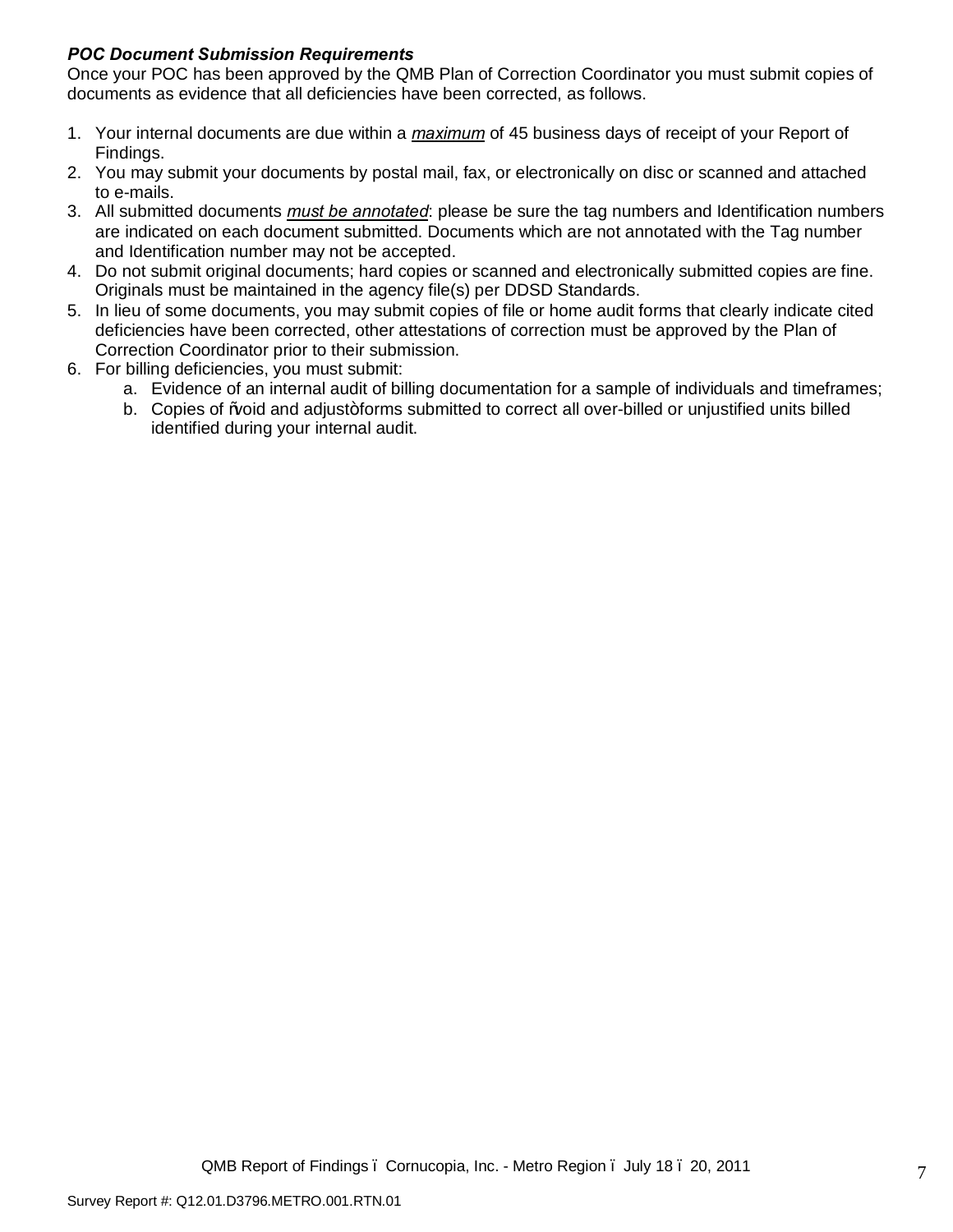***POC Document Submission Requirements***

Once your POC has been approved by the QMB Plan of Correction Coordinator you must submit copies of documents as evidence that all deficiencies have been corrected, as follows.

1. Your internal documents are due within a ***maximum*** of 45 business days of receipt of your Report of Findings.
2. You may submit your documents by postal mail, fax, or electronically on disc or scanned and attached to e-mails.
3. All submitted documents ***must be annotated***: please be sure the tag numbers and Identification numbers are indicated on each document submitted. Documents which are not annotated with the Tag number and Identification number may not be accepted.
4. Do not submit original documents; hard copies or scanned and electronically submitted copies are fine. Originals must be maintained in the agency file(s) per DDSD Standards.
5. In lieu of some documents, you may submit copies of file or home audit forms that clearly indicate cited deficiencies have been corrected, other attestations of correction must be approved by the Plan of Correction Coordinator prior to their submission.
6. For billing deficiencies, you must submit:
   a. Evidence of an internal audit of billing documentation for a sample of individuals and timeframes;
   b. Copies of "void and adjust" forms submitted to correct all over-billed or unjustified units billed identified during your internal audit.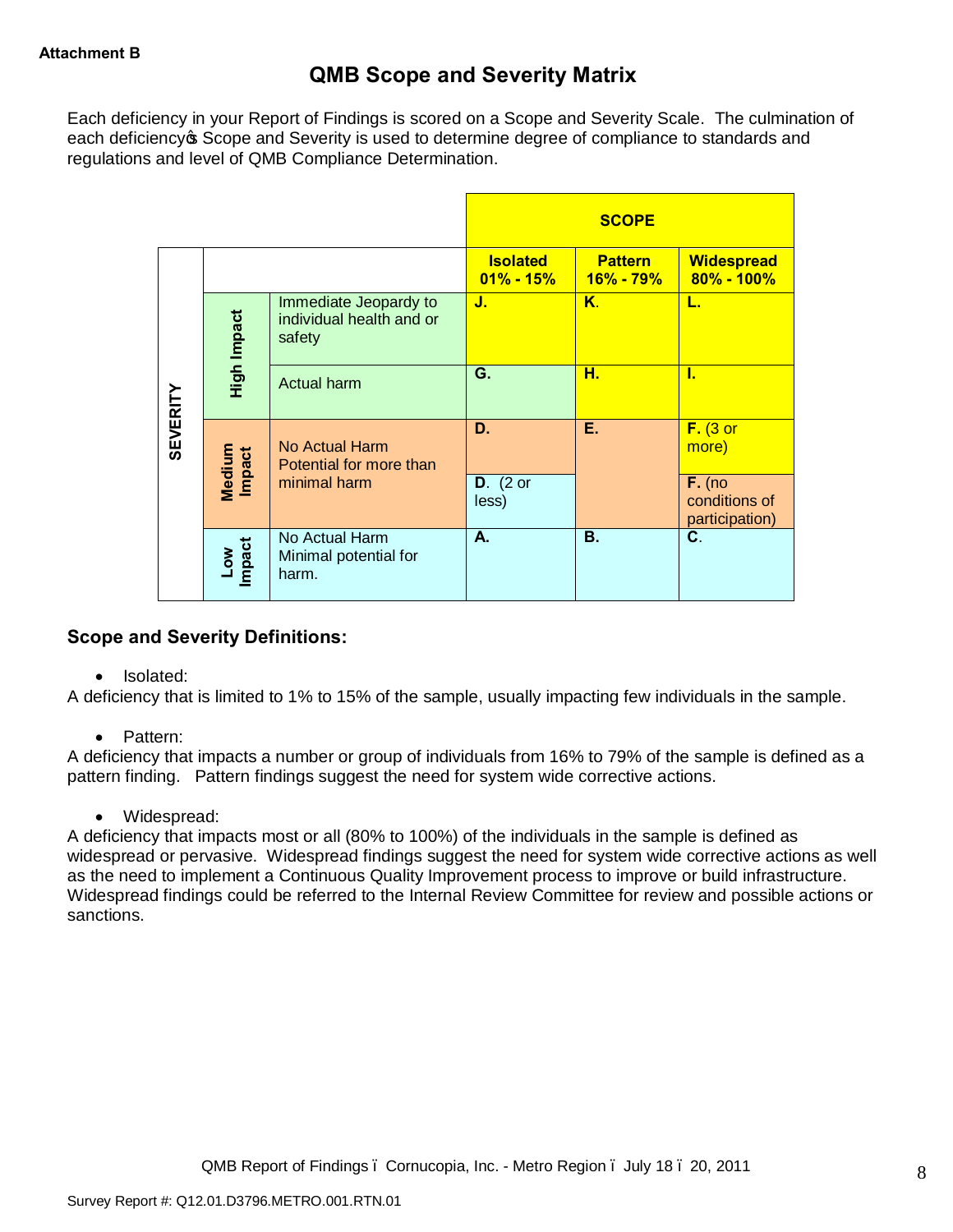Attachment B

## QMB Scope and Severity Matrix

Each deficiency in your Report of Findings is scored on a Scope and Severity Scale. The culmination of each deficiency's Scope and Severity is used to determine degree of compliance to standards and regulations and level of QMB Compliance Determination.

| | | | SCOPE | | |
|---|---|---|---|---|---|
| | | | **Isolated 01% - 15%** | **Pattern 16% - 79%** | **Widespread 80% - 100%** |
| SEVERITY | High Impact | Immediate Jeopardy to individual health and or safety | **J.** | **K.** | **L.** |
| | | Actual harm | **G.** | **H.** | **I.** |
| | Medium Impact | No Actual Harm Potential for more than minimal harm | **D.** | **E.** | **F.** (3 or more) |
| | | | **D.** (2 or less) | | **F.** (no conditions of participation) |
| | Low Impact | No Actual Harm Minimal potential for harm. | **A.** | **B.** | **C.** |

### Scope and Severity Definitions:

- Isolated:

A deficiency that is limited to 1% to 15% of the sample, usually impacting few individuals in the sample.

- Pattern:

A deficiency that impacts a number or group of individuals from 16% to 79% of the sample is defined as a pattern finding. Pattern findings suggest the need for system wide corrective actions.

- Widespread:

A deficiency that impacts most or all (80% to 100%) of the individuals in the sample is defined as widespread or pervasive. Widespread findings suggest the need for system wide corrective actions as well as the need to implement a Continuous Quality Improvement process to improve or build infrastructure. Widespread findings could be referred to the Internal Review Committee for review and possible actions or sanctions.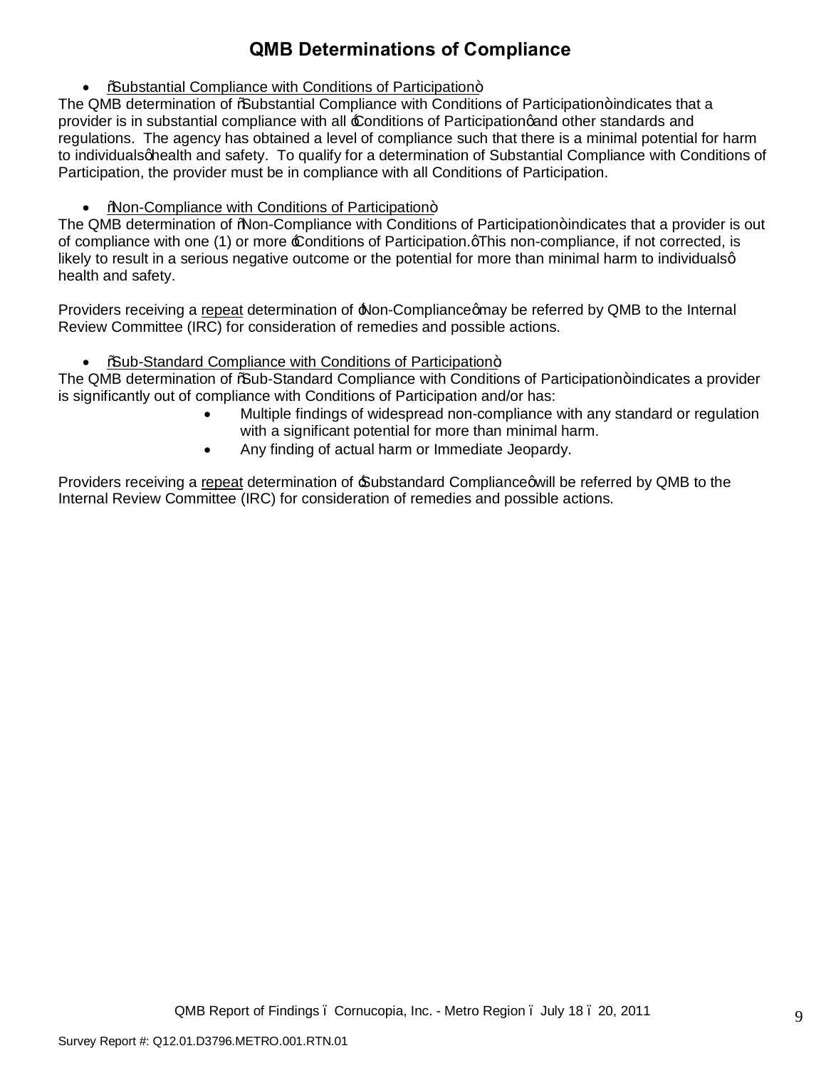## QMB Determinations of Compliance

- <u>"Substantial Compliance with Conditions of Participation"</u>

The QMB determination of "Substantial Compliance with Conditions of Participation" indicates that a provider is in substantial compliance with all 'Conditions of Participation' and other standards and regulations. The agency has obtained a level of compliance such that there is a minimal potential for harm to individuals' health and safety. To qualify for a determination of Substantial Compliance with Conditions of Participation, the provider must be in compliance with all Conditions of Participation.

- <u>"Non-Compliance with Conditions of Participation"</u>

The QMB determination of "Non-Compliance with Conditions of Participation" indicates that a provider is out of compliance with one (1) or more 'Conditions of Participation.' This non-compliance, if not corrected, is likely to result in a serious negative outcome or the potential for more than minimal harm to individuals' health and safety.

Providers receiving a <u>repeat</u> determination of 'Non-Compliance' may be referred by QMB to the Internal Review Committee (IRC) for consideration of remedies and possible actions.

- <u>"Sub-Standard Compliance with Conditions of Participation"</u>

The QMB determination of "Sub-Standard Compliance with Conditions of Participation" indicates a provider is significantly out of compliance with Conditions of Participation and/or has:

- Multiple findings of widespread non-compliance with any standard or regulation with a significant potential for more than minimal harm.
- Any finding of actual harm or Immediate Jeopardy.

Providers receiving a <u>repeat</u> determination of 'Substandard Compliance' will be referred by QMB to the Internal Review Committee (IRC) for consideration of remedies and possible actions.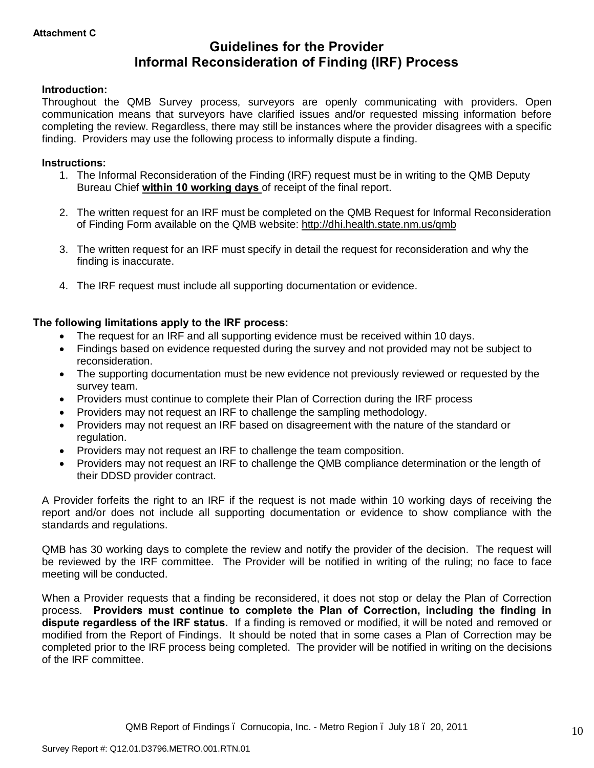**Attachment C**

# Guidelines for the Provider
# Informal Reconsideration of Finding (IRF) Process

**Introduction:**

Throughout the QMB Survey process, surveyors are openly communicating with providers. Open communication means that surveyors have clarified issues and/or requested missing information before completing the review. Regardless, there may still be instances where the provider disagrees with a specific finding. Providers may use the following process to informally dispute a finding.

**Instructions:**

1. The Informal Reconsideration of the Finding (IRF) request must be in writing to the QMB Deputy Bureau Chief **within 10 working days** of receipt of the final report.

2. The written request for an IRF must be completed on the QMB Request for Informal Reconsideration of Finding Form available on the QMB website: http://dhi.health.state.nm.us/qmb

3. The written request for an IRF must specify in detail the request for reconsideration and why the finding is inaccurate.

4. The IRF request must include all supporting documentation or evidence.

**The following limitations apply to the IRF process:**

- The request for an IRF and all supporting evidence must be received within 10 days.
- Findings based on evidence requested during the survey and not provided may not be subject to reconsideration.
- The supporting documentation must be new evidence not previously reviewed or requested by the survey team.
- Providers must continue to complete their Plan of Correction during the IRF process
- Providers may not request an IRF to challenge the sampling methodology.
- Providers may not request an IRF based on disagreement with the nature of the standard or regulation.
- Providers may not request an IRF to challenge the team composition.
- Providers may not request an IRF to challenge the QMB compliance determination or the length of their DDSD provider contract.

A Provider forfeits the right to an IRF if the request is not made within 10 working days of receiving the report and/or does not include all supporting documentation or evidence to show compliance with the standards and regulations.

QMB has 30 working days to complete the review and notify the provider of the decision. The request will be reviewed by the IRF committee. The Provider will be notified in writing of the ruling; no face to face meeting will be conducted.

When a Provider requests that a finding be reconsidered, it does not stop or delay the Plan of Correction process. **Providers must continue to complete the Plan of Correction, including the finding in dispute regardless of the IRF status.** If a finding is removed or modified, it will be noted and removed or modified from the Report of Findings. It should be noted that in some cases a Plan of Correction may be completed prior to the IRF process being completed. The provider will be notified in writing on the decisions of the IRF committee.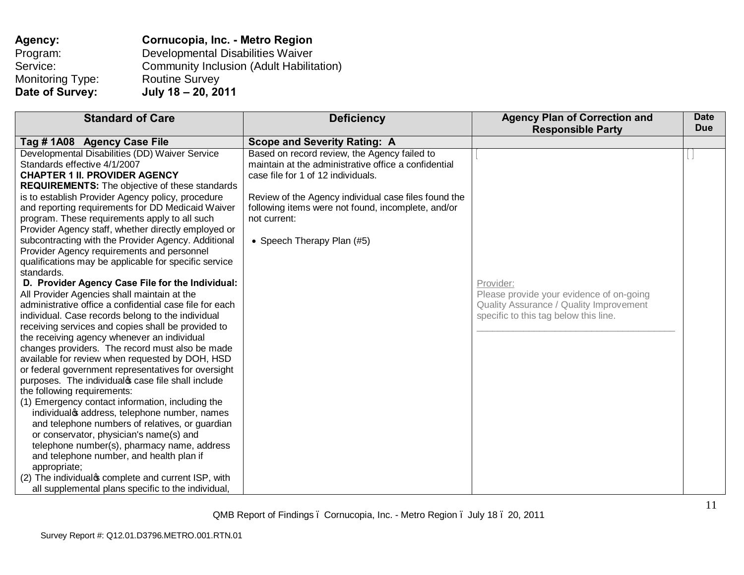**Agency:** **Cornucopia, Inc. - Metro Region**
Program: Developmental Disabilities Waiver
Service: Community Inclusion (Adult Habilitation)
Monitoring Type: Routine Survey
**Date of Survey:** **July 18 – 20, 2011**

| Standard of Care | Deficiency | Agency Plan of Correction and Responsible Party | Date Due |
|---|---|---|---|
| **Tag # 1A08 Agency Case File** | **Scope and Severity Rating: A** | | |
| Developmental Disabilities (DD) Waiver Service Standards effective 4/1/2007<br>**CHAPTER 1 II. PROVIDER AGENCY REQUIREMENTS:** The objective of these standards is to establish Provider Agency policy, procedure and reporting requirements for DD Medicaid Waiver program. These requirements apply to all such Provider Agency staff, whether directly employed or subcontracting with the Provider Agency. Additional Provider Agency requirements and personnel qualifications may be applicable for specific service standards.<br>**D. Provider Agency Case File for the Individual:** All Provider Agencies shall maintain at the administrative office a confidential case file for each individual. Case records belong to the individual receiving services and copies shall be provided to the receiving agency whenever an individual changes providers. The record must also be made available for review when requested by DOH, HSD or federal government representatives for oversight purposes. The individual's case file shall include the following requirements:<br>(1) Emergency contact information, including the individual's address, telephone number, names and telephone numbers of relatives, or guardian or conservator, physician's name(s) and telephone number(s), pharmacy name, address and telephone number, and health plan if appropriate;<br>(2) The individual's complete and current ISP, with all supplemental plans specific to the individual, | Based on record review, the Agency failed to maintain at the administrative office a confidential case file for 1 of 12 individuals.<br><br>Review of the Agency individual case files found the following items were not found, incomplete, and/or not current:<br><br>• Speech Therapy Plan (#5) | Provider:<br>Please provide your evidence of on-going Quality Assurance / Quality Improvement specific to this tag below this line.<br>\_\_\_\_\_\_\_\_\_\_\_\_\_\_\_\_\_\_\_\_\_\_\_\_\_\_\_\_\_\_\_\_\_\_\_\_\_\_\_\_ | |

Survey Report #: Q12.01.D3796.METRO.001.RTN.01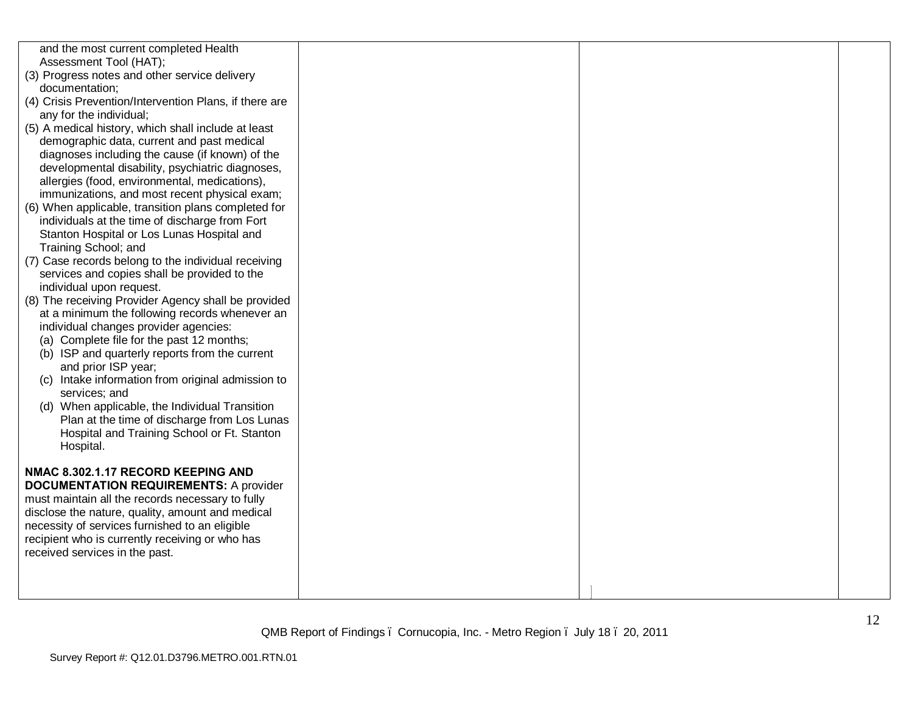| | | | |
|---|---|---|---|
| and the most current completed Health Assessment Tool (HAT);<br>(3) Progress notes and other service delivery documentation;<br>(4) Crisis Prevention/Intervention Plans, if there are any for the individual;<br>(5) A medical history, which shall include at least demographic data, current and past medical diagnoses including the cause (if known) of the developmental disability, psychiatric diagnoses, allergies (food, environmental, medications), immunizations, and most recent physical exam;<br>(6) When applicable, transition plans completed for individuals at the time of discharge from Fort Stanton Hospital or Los Lunas Hospital and Training School; and<br>(7) Case records belong to the individual receiving services and copies shall be provided to the individual upon request.<br>(8) The receiving Provider Agency shall be provided at a minimum the following records whenever an individual changes provider agencies:<br>(a) Complete file for the past 12 months;<br>(b) ISP and quarterly reports from the current and prior ISP year;<br>(c) Intake information from original admission to services; and<br>(d) When applicable, the Individual Transition Plan at the time of discharge from Los Lunas Hospital and Training School or Ft. Stanton Hospital.<br><br>**NMAC 8.302.1.17 RECORD KEEPING AND DOCUMENTATION REQUIREMENTS:** A provider must maintain all the records necessary to fully disclose the nature, quality, amount and medical necessity of services furnished to an eligible recipient who is currently receiving or who has received services in the past. | | | |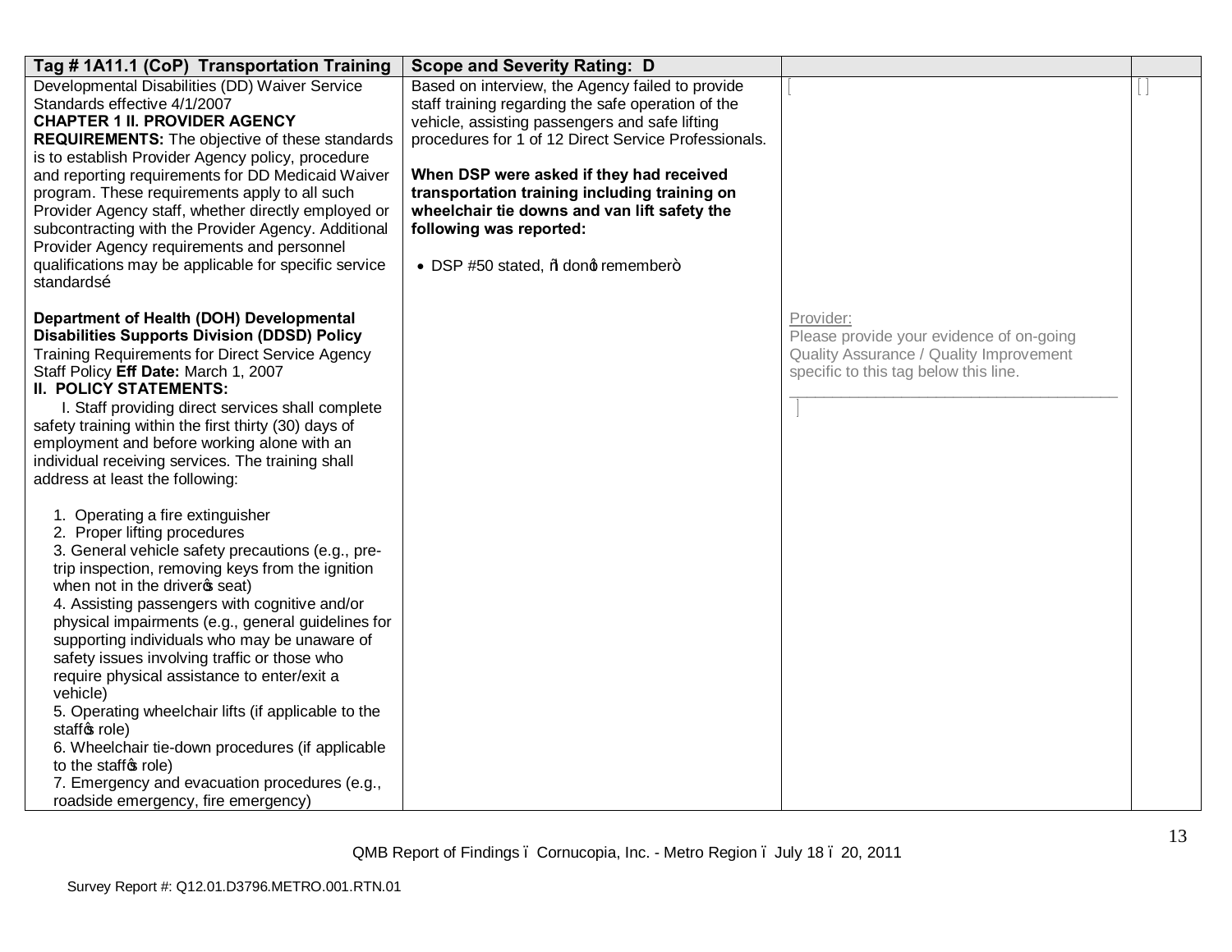| Tag # 1A11.1 (CoP) Transportation Training | Scope and Severity Rating: D | | |
|---|---|---|---|
| Developmental Disabilities (DD) Waiver Service Standards effective 4/1/2007<br>**CHAPTER 1 II. PROVIDER AGENCY REQUIREMENTS:** The objective of these standards is to establish Provider Agency policy, procedure and reporting requirements for DD Medicaid Waiver program. These requirements apply to all such Provider Agency staff, whether directly employed or subcontracting with the Provider Agency. Additional Provider Agency requirements and personnel qualifications may be applicable for specific service standards…<br><br>**Department of Health (DOH) Developmental Disabilities Supports Division (DDSD) Policy** Training Requirements for Direct Service Agency Staff Policy **Eff Date:** March 1, 2007<br>**II. POLICY STATEMENTS:**<br>I. Staff providing direct services shall complete safety training within the first thirty (30) days of employment and before working alone with an individual receiving services. The training shall address at least the following:<br><br>1. Operating a fire extinguisher<br>2. Proper lifting procedures<br>3. General vehicle safety precautions (e.g., pre-trip inspection, removing keys from the ignition when not in the driver's seat)<br>4. Assisting passengers with cognitive and/or physical impairments (e.g., general guidelines for supporting individuals who may be unaware of safety issues involving traffic or those who require physical assistance to enter/exit a vehicle)<br>5. Operating wheelchair lifts (if applicable to the staff's role)<br>6. Wheelchair tie-down procedures (if applicable to the staff's role)<br>7. Emergency and evacuation procedures (e.g., roadside emergency, fire emergency) | Based on interview, the Agency failed to provide staff training regarding the safe operation of the vehicle, assisting passengers and safe lifting procedures for 1 of 12 Direct Service Professionals.<br><br>**When DSP were asked if they had received transportation training including training on wheelchair tie downs and van lift safety the following was reported:**<br><br>• DSP #50 stated, "I don't remember" | [ ]<br><br>Provider:<br>Please provide your evidence of on-going Quality Assurance / Quality Improvement specific to this tag below this line.<br>\_\_\_\_\_\_\_\_\_\_\_\_\_\_\_\_\_\_\_\_\_\_\_\_\_\_\_\_\_\_\_\_\_\_\_\_\_\_<br>[ ] | [ ] |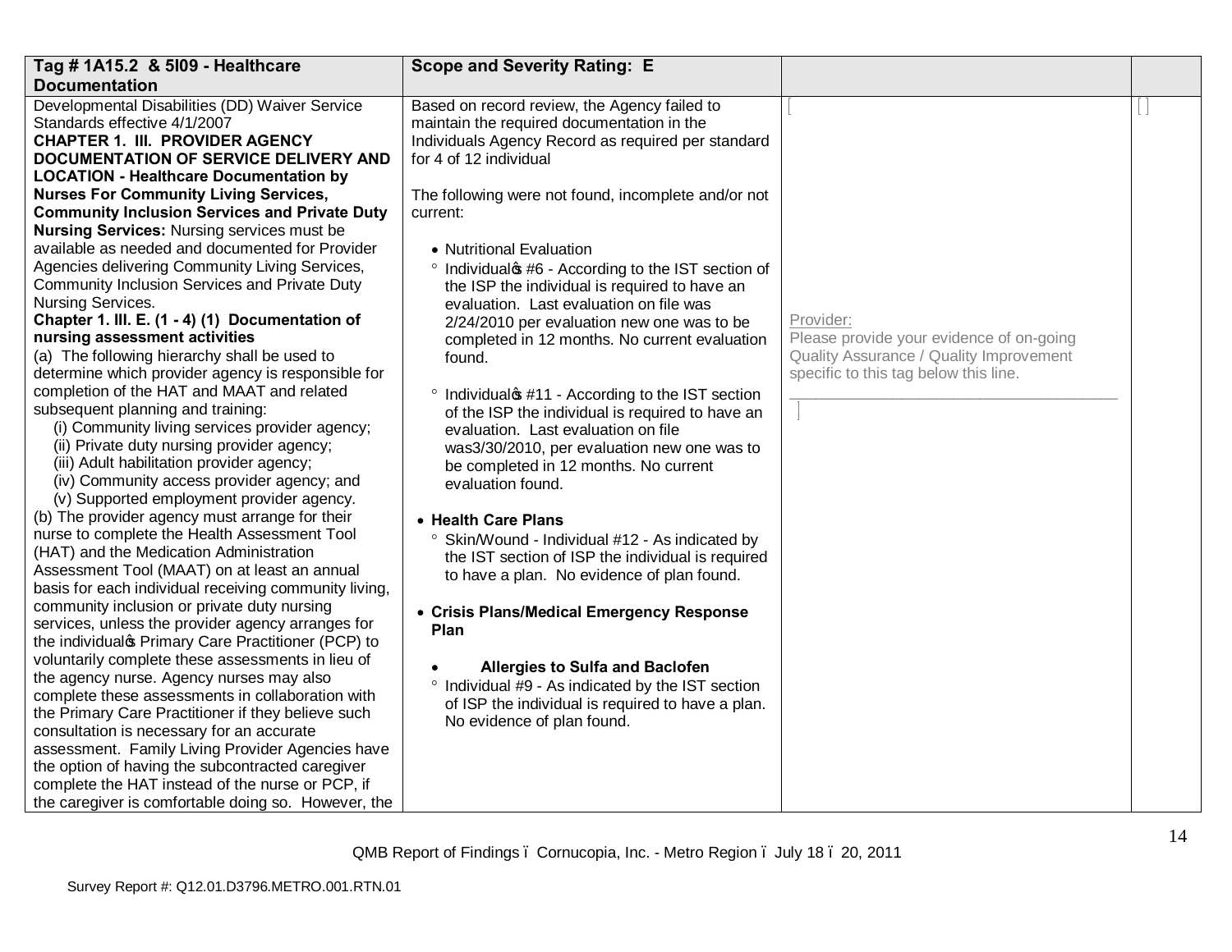| Tag # 1A15.2 & 5I09 - Healthcare Documentation | Scope and Severity Rating: E | | |
|---|---|---|---|
| Developmental Disabilities (DD) Waiver Service Standards effective 4/1/2007<br>**CHAPTER 1. III. PROVIDER AGENCY DOCUMENTATION OF SERVICE DELIVERY AND LOCATION - Healthcare Documentation by Nurses For Community Living Services, Community Inclusion Services and Private Duty Nursing Services:** Nursing services must be available as needed and documented for Provider Agencies delivering Community Living Services, Community Inclusion Services and Private Duty Nursing Services.<br>**Chapter 1. III. E. (1 - 4) (1) Documentation of nursing assessment activities**<br>(a) The following hierarchy shall be used to determine which provider agency is responsible for completion of the HAT and MAAT and related subsequent planning and training:<br>(i) Community living services provider agency;<br>(ii) Private duty nursing provider agency;<br>(iii) Adult habilitation provider agency;<br>(iv) Community access provider agency; and<br>(v) Supported employment provider agency.<br>(b) The provider agency must arrange for their nurse to complete the Health Assessment Tool (HAT) and the Medication Administration Assessment Tool (MAAT) on at least an annual basis for each individual receiving community living, community inclusion or private duty nursing services, unless the provider agency arranges for the individual's Primary Care Practitioner (PCP) to voluntarily complete these assessments in lieu of the agency nurse. Agency nurses may also complete these assessments in collaboration with the Primary Care Practitioner if they believe such consultation is necessary for an accurate assessment. Family Living Provider Agencies have the option of having the subcontracted caregiver complete the HAT instead of the nurse or PCP, if the caregiver is comfortable doing so. However, the | Based on record review, the Agency failed to maintain the required documentation in the Individuals Agency Record as required per standard for 4 of 12 individual<br><br>The following were not found, incomplete and/or not current:<br><br>• Nutritional Evaluation<br>° Individual's #6 - According to the IST section of the ISP the individual is required to have an evaluation. Last evaluation on file was 2/24/2010 per evaluation new one was to be completed in 12 months. No current evaluation found.<br><br>° Individual's #11 - According to the IST section of the ISP the individual is required to have an evaluation. Last evaluation on file was3/30/2010, per evaluation new one was to be completed in 12 months. No current evaluation found.<br><br>• **Health Care Plans**<br>° Skin/Wound - Individual #12 - As indicated by the IST section of ISP the individual is required to have a plan. No evidence of plan found.<br><br>• **Crisis Plans/Medical Emergency Response Plan**<br><br>• **Allergies to Sulfa and Baclofen**<br>° Individual #9 - As indicated by the IST section of ISP the individual is required to have a plan. No evidence of plan found. | [<br><br>Provider:<br>Please provide your evidence of on-going Quality Assurance / Quality Improvement specific to this tag below this line.<br>______________________________________<br>] | [ ] |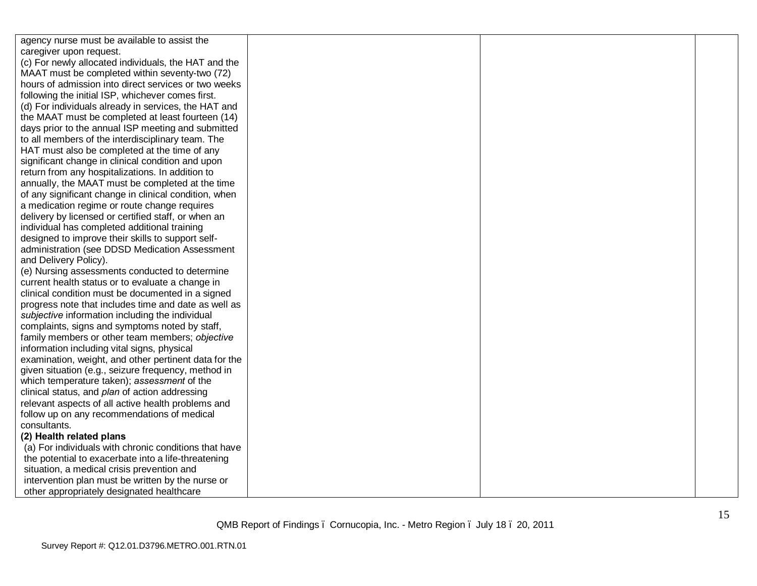| | | | |
|---|---|---|---|
| agency nurse must be available to assist the caregiver upon request.<br>(c) For newly allocated individuals, the HAT and the MAAT must be completed within seventy-two (72) hours of admission into direct services or two weeks following the initial ISP, whichever comes first.<br>(d) For individuals already in services, the HAT and the MAAT must be completed at least fourteen (14) days prior to the annual ISP meeting and submitted to all members of the interdisciplinary team. The HAT must also be completed at the time of any significant change in clinical condition and upon return from any hospitalizations. In addition to annually, the MAAT must be completed at the time of any significant change in clinical condition, when a medication regime or route change requires delivery by licensed or certified staff, or when an individual has completed additional training designed to improve their skills to support self-administration (see DDSD Medication Assessment and Delivery Policy).<br>(e) Nursing assessments conducted to determine current health status or to evaluate a change in clinical condition must be documented in a signed progress note that includes time and date as well as *subjective* information including the individual complaints, signs and symptoms noted by staff, family members or other team members; *objective* information including vital signs, physical examination, weight, and other pertinent data for the given situation (e.g., seizure frequency, method in which temperature taken); *assessment* of the clinical status, and *plan* of action addressing relevant aspects of all active health problems and follow up on any recommendations of medical consultants.<br>**(2) Health related plans**<br>(a) For individuals with chronic conditions that have the potential to exacerbate into a life-threatening situation, a medical crisis prevention and intervention plan must be written by the nurse or other appropriately designated healthcare | | | |

QMB Report of Findings – Cornucopia, Inc. - Metro Region – July 18 – 20, 2011

Survey Report #: Q12.01.D3796.METRO.001.RTN.01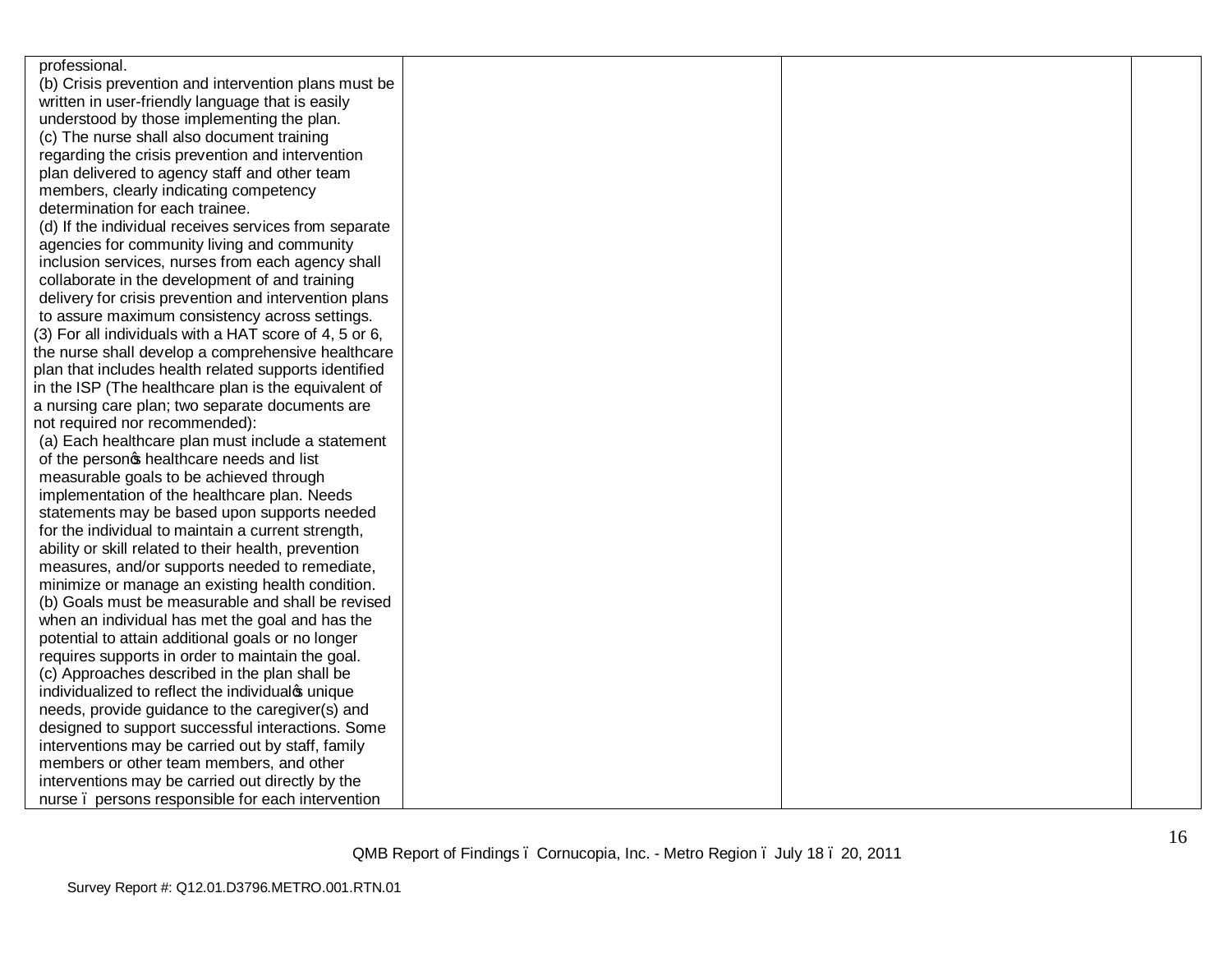| | | | |
|---|---|---|---|
| professional.<br>(b) Crisis prevention and intervention plans must be written in user-friendly language that is easily understood by those implementing the plan.<br>(c) The nurse shall also document training regarding the crisis prevention and intervention plan delivered to agency staff and other team members, clearly indicating competency determination for each trainee.<br>(d) If the individual receives services from separate agencies for community living and community inclusion services, nurses from each agency shall collaborate in the development of and training delivery for crisis prevention and intervention plans to assure maximum consistency across settings.<br>(3) For all individuals with a HAT score of 4, 5 or 6, the nurse shall develop a comprehensive healthcare plan that includes health related supports identified in the ISP (The healthcare plan is the equivalent of a nursing care plan; two separate documents are not required nor recommended):<br>(a) Each healthcare plan must include a statement of the person's healthcare needs and list measurable goals to be achieved through implementation of the healthcare plan. Needs statements may be based upon supports needed for the individual to maintain a current strength, ability or skill related to their health, prevention measures, and/or supports needed to remediate, minimize or manage an existing health condition.<br>(b) Goals must be measurable and shall be revised when an individual has met the goal and has the potential to attain additional goals or no longer requires supports in order to maintain the goal.<br>(c) Approaches described in the plan shall be individualized to reflect the individual's unique needs, provide guidance to the caregiver(s) and designed to support successful interactions. Some interventions may be carried out by staff, family members or other team members, and other interventions may be carried out directly by the nurse – persons responsible for each intervention | | | |

QMB Report of Findings – Cornucopia, Inc. - Metro Region – July 18 – 20, 2011

Survey Report #: Q12.01.D3796.METRO.001.RTN.01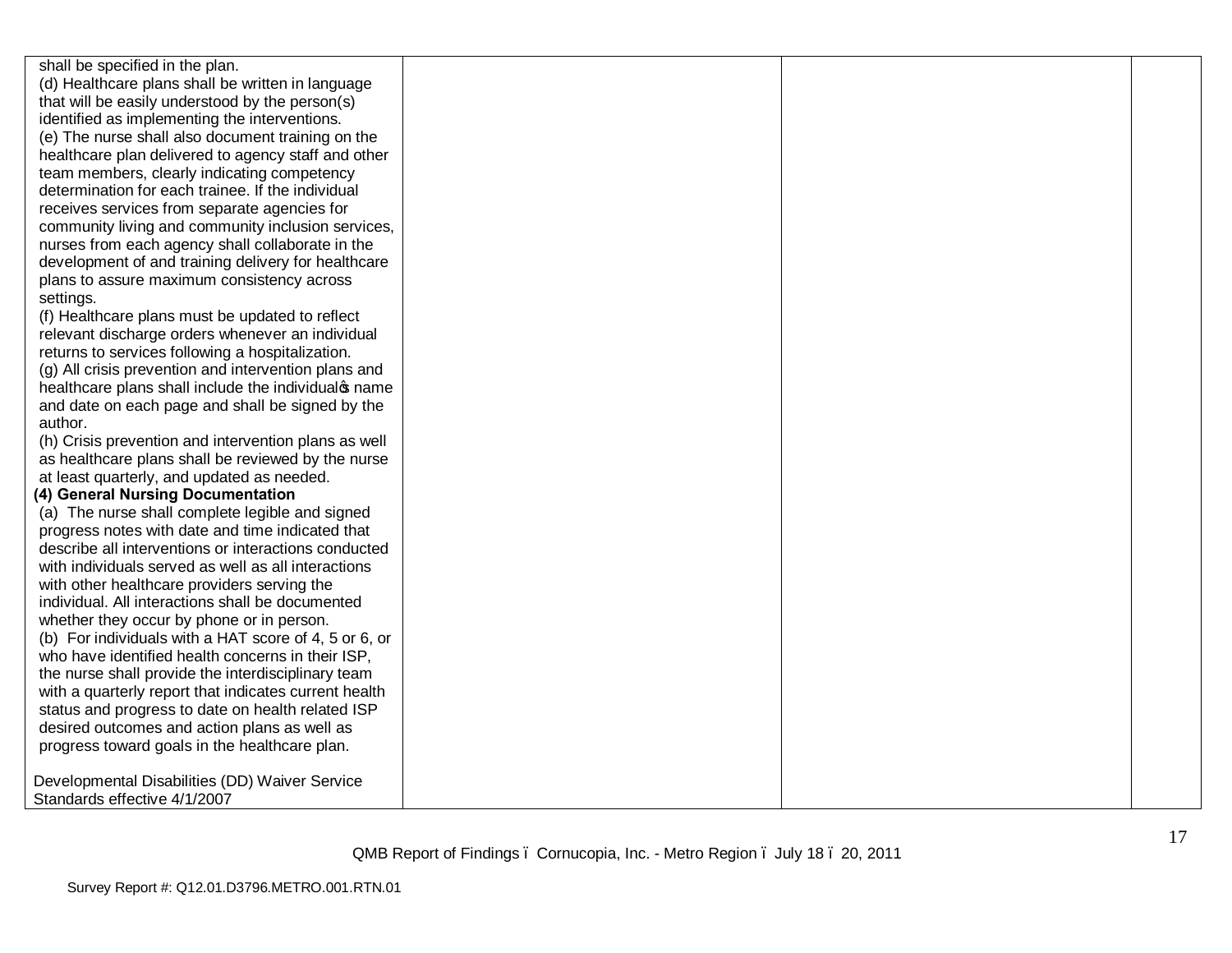| | | | |
|---|---|---|---|
| shall be specified in the plan.<br>(d) Healthcare plans shall be written in language that will be easily understood by the person(s) identified as implementing the interventions.<br>(e) The nurse shall also document training on the healthcare plan delivered to agency staff and other team members, clearly indicating competency determination for each trainee. If the individual receives services from separate agencies for community living and community inclusion services, nurses from each agency shall collaborate in the development of and training delivery for healthcare plans to assure maximum consistency across settings.<br>(f) Healthcare plans must be updated to reflect relevant discharge orders whenever an individual returns to services following a hospitalization.<br>(g) All crisis prevention and intervention plans and healthcare plans shall include the individual's name and date on each page and shall be signed by the author.<br>(h) Crisis prevention and intervention plans as well as healthcare plans shall be reviewed by the nurse at least quarterly, and updated as needed.<br>**(4) General Nursing Documentation**<br>(a) The nurse shall complete legible and signed progress notes with date and time indicated that describe all interventions or interactions conducted with individuals served as well as all interactions with other healthcare providers serving the individual. All interactions shall be documented whether they occur by phone or in person.<br>(b) For individuals with a HAT score of 4, 5 or 6, or who have identified health concerns in their ISP, the nurse shall provide the interdisciplinary team with a quarterly report that indicates current health status and progress to date on health related ISP desired outcomes and action plans as well as progress toward goals in the healthcare plan.<br><br>Developmental Disabilities (DD) Waiver Service Standards effective 4/1/2007 | | | |

QMB Report of Findings – Cornucopia, Inc. - Metro Region – July 18 – 20, 2011

Survey Report #: Q12.01.D3796.METRO.001.RTN.01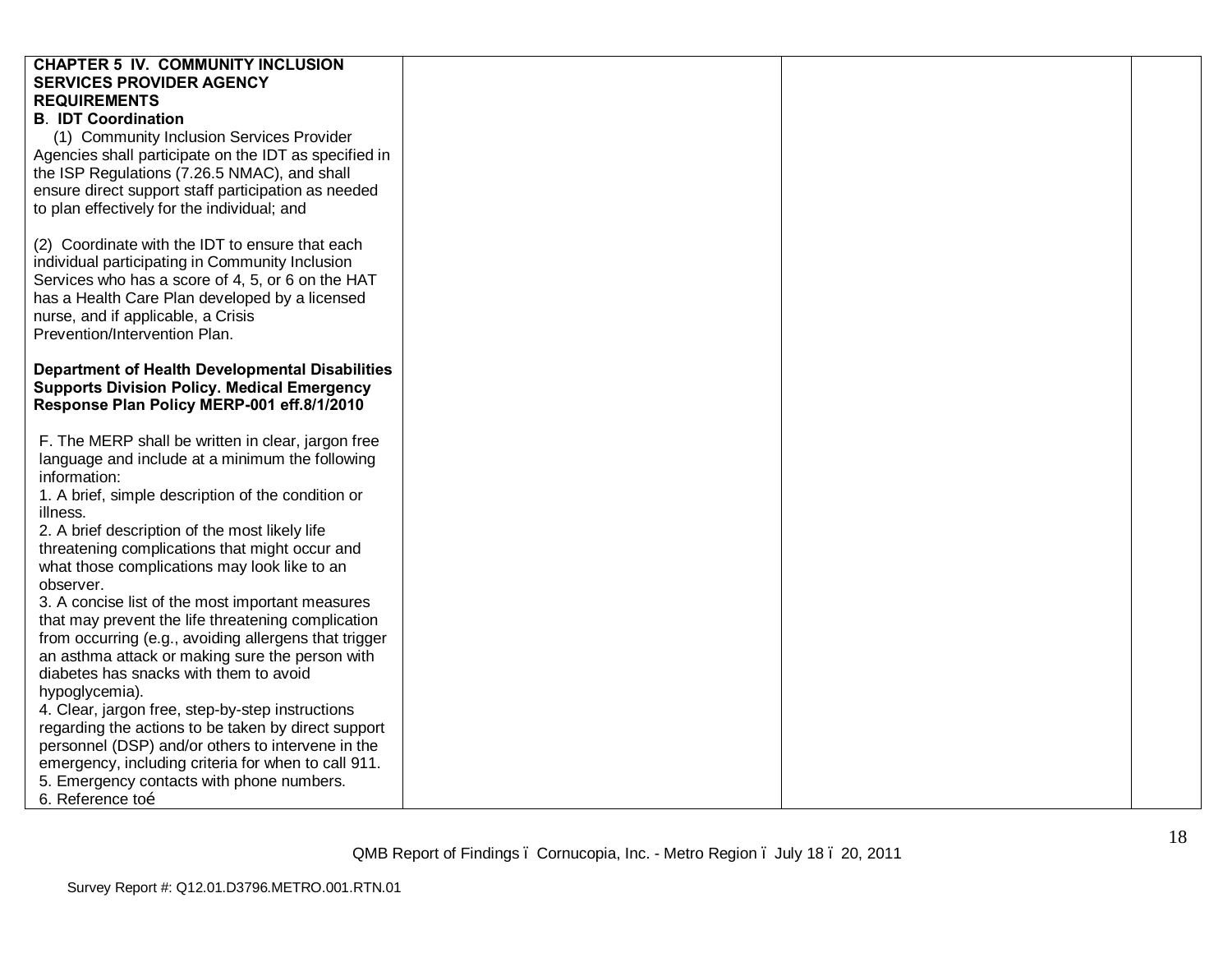| | | | |
|---|---|---|---|
| **CHAPTER 5 IV. COMMUNITY INCLUSION SERVICES PROVIDER AGENCY REQUIREMENTS**<br>**B. IDT Coordination**<br>(1) Community Inclusion Services Provider Agencies shall participate on the IDT as specified in the ISP Regulations (7.26.5 NMAC), and shall ensure direct support staff participation as needed to plan effectively for the individual; and<br><br>(2) Coordinate with the IDT to ensure that each individual participating in Community Inclusion Services who has a score of 4, 5, or 6 on the HAT has a Health Care Plan developed by a licensed nurse, and if applicable, a Crisis Prevention/Intervention Plan.<br><br>**Department of Health Developmental Disabilities Supports Division Policy. Medical Emergency Response Plan Policy MERP-001 eff.8/1/2010**<br><br>F. The MERP shall be written in clear, jargon free language and include at a minimum the following information:<br>1. A brief, simple description of the condition or illness.<br>2. A brief description of the most likely life threatening complications that might occur and what those complications may look like to an observer.<br>3. A concise list of the most important measures that may prevent the life threatening complication from occurring (e.g., avoiding allergens that trigger an asthma attack or making sure the person with diabetes has snacks with them to avoid hypoglycemia).<br>4. Clear, jargon free, step-by-step instructions regarding the actions to be taken by direct support personnel (DSP) and/or others to intervene in the emergency, including criteria for when to call 911.<br>5. Emergency contacts with phone numbers.<br>6. Reference to… | | | |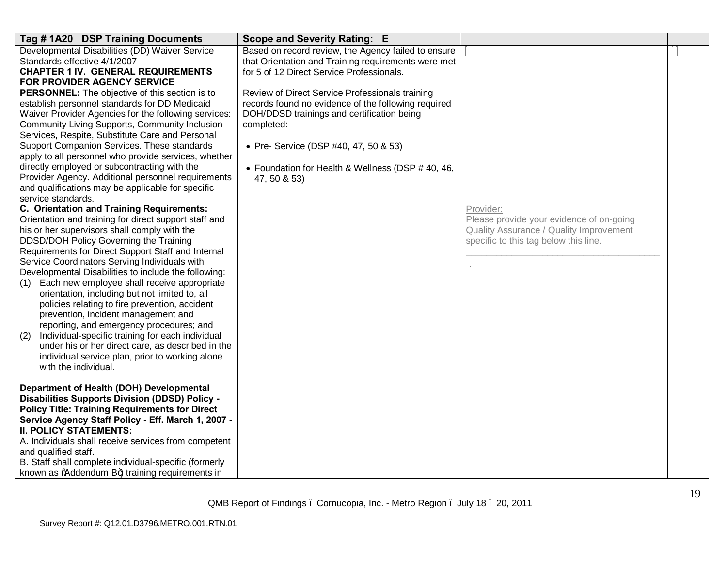| Tag # 1A20 DSP Training Documents | Scope and Severity Rating: E | | |
|---|---|---|---|
| Developmental Disabilities (DD) Waiver Service Standards effective 4/1/2007<br>**CHAPTER 1 IV. GENERAL REQUIREMENTS FOR PROVIDER AGENCY SERVICE PERSONNEL:** The objective of this section is to establish personnel standards for DD Medicaid Waiver Provider Agencies for the following services: Community Living Supports, Community Inclusion Services, Respite, Substitute Care and Personal Support Companion Services. These standards apply to all personnel who provide services, whether directly employed or subcontracting with the Provider Agency. Additional personnel requirements and qualifications may be applicable for specific service standards.<br>**C. Orientation and Training Requirements:** Orientation and training for direct support staff and his or her supervisors shall comply with the DDSD/DOH Policy Governing the Training Requirements for Direct Support Staff and Internal Service Coordinators Serving Individuals with Developmental Disabilities to include the following:<br>(1) Each new employee shall receive appropriate orientation, including but not limited to, all policies relating to fire prevention, accident prevention, incident management and reporting, and emergency procedures; and<br>(2) Individual-specific training for each individual under his or her direct care, as described in the individual service plan, prior to working alone with the individual.<br><br>**Department of Health (DOH) Developmental Disabilities Supports Division (DDSD) Policy - Policy Title: Training Requirements for Direct Service Agency Staff Policy - Eff. March 1, 2007 - II. POLICY STATEMENTS:**<br>A. Individuals shall receive services from competent and qualified staff.<br>B. Staff shall complete individual-specific (formerly known as "Addendum B") training requirements in | Based on record review, the Agency failed to ensure that Orientation and Training requirements were met for 5 of 12 Direct Service Professionals.<br><br>Review of Direct Service Professionals training records found no evidence of the following required DOH/DDSD trainings and certification being completed:<br><br>• Pre- Service (DSP #40, 47, 50 & 53)<br><br>• Foundation for Health & Wellness (DSP # 40, 46, 47, 50 & 53) | [<br><br>Provider:<br>Please provide your evidence of on-going Quality Assurance / Quality Improvement specific to this tag below this line.<br>_______________________________________<br>] | [ ] |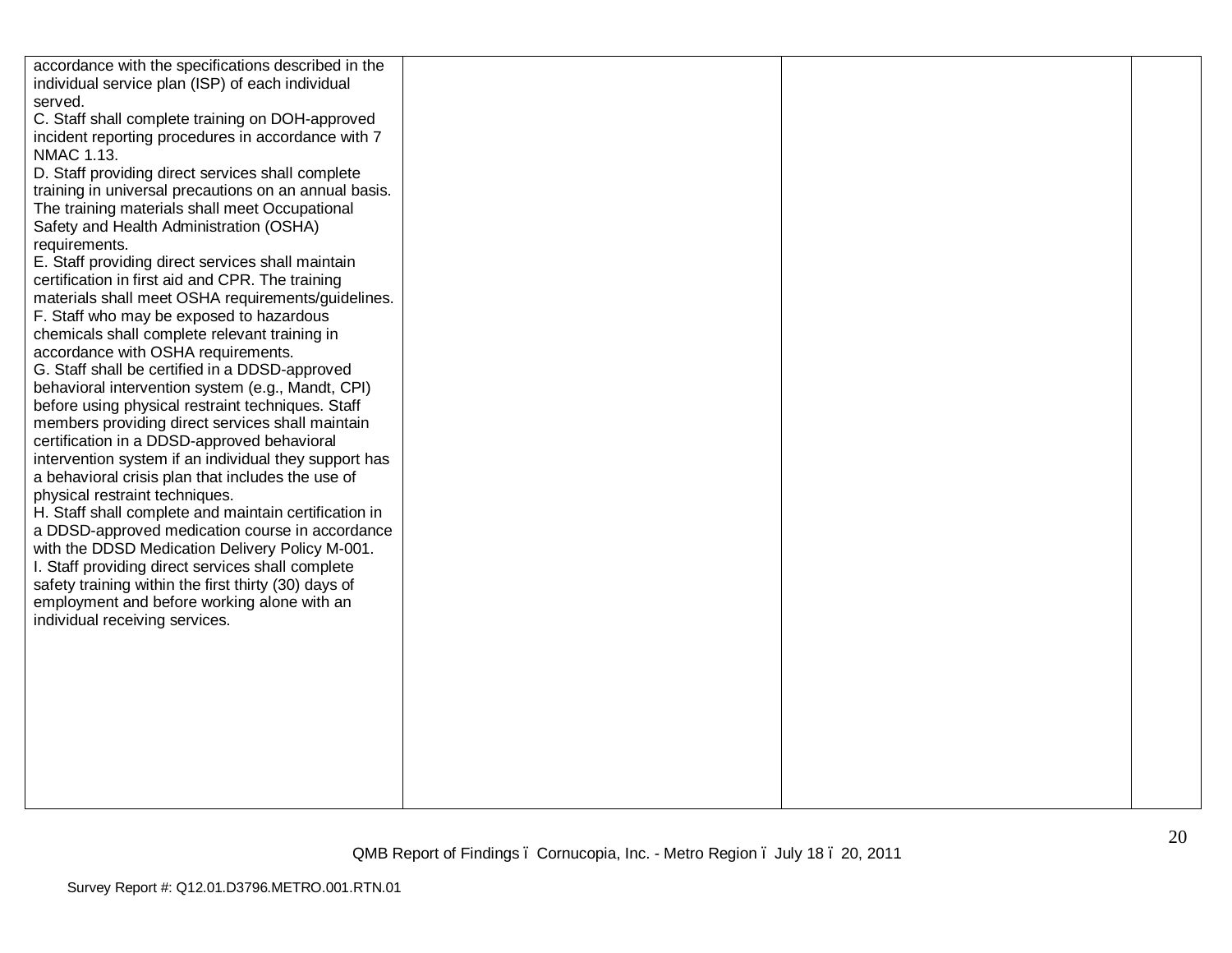| | | | |
|---|---|---|---|
| accordance with the specifications described in the individual service plan (ISP) of each individual served.<br>C. Staff shall complete training on DOH-approved incident reporting procedures in accordance with 7 NMAC 1.13.<br>D. Staff providing direct services shall complete training in universal precautions on an annual basis. The training materials shall meet Occupational Safety and Health Administration (OSHA) requirements.<br>E. Staff providing direct services shall maintain certification in first aid and CPR. The training materials shall meet OSHA requirements/guidelines.<br>F. Staff who may be exposed to hazardous chemicals shall complete relevant training in accordance with OSHA requirements.<br>G. Staff shall be certified in a DDSD-approved behavioral intervention system (e.g., Mandt, CPI) before using physical restraint techniques. Staff members providing direct services shall maintain certification in a DDSD-approved behavioral intervention system if an individual they support has a behavioral crisis plan that includes the use of physical restraint techniques.<br>H. Staff shall complete and maintain certification in a DDSD-approved medication course in accordance with the DDSD Medication Delivery Policy M-001.<br>I. Staff providing direct services shall complete safety training within the first thirty (30) days of employment and before working alone with an individual receiving services. | | | |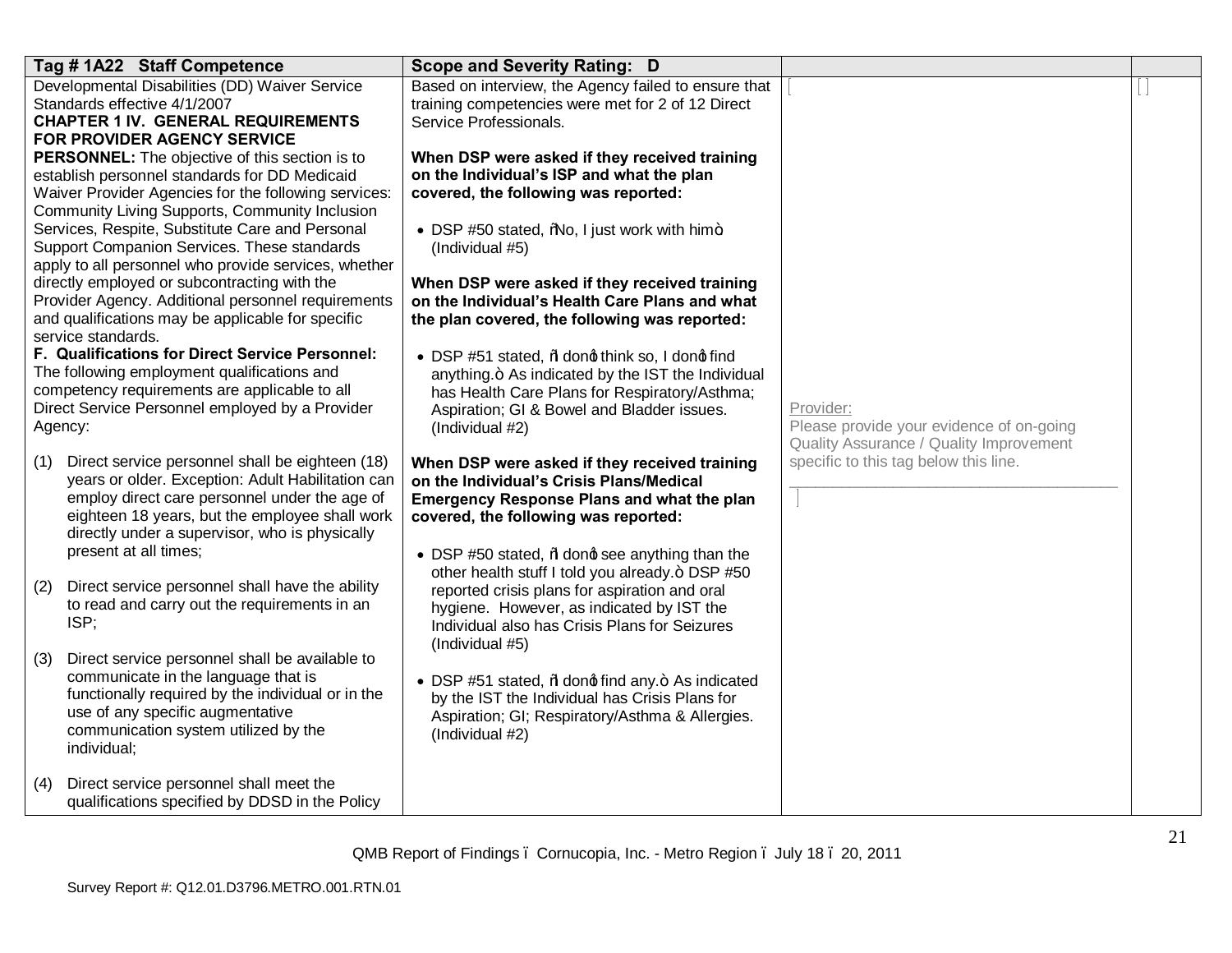| Tag # 1A22 Staff Competence | Scope and Severity Rating: D | | |
|---|---|---|---|
| Developmental Disabilities (DD) Waiver Service Standards effective 4/1/2007<br>**CHAPTER 1 IV. GENERAL REQUIREMENTS FOR PROVIDER AGENCY SERVICE PERSONNEL:** The objective of this section is to establish personnel standards for DD Medicaid Waiver Provider Agencies for the following services: Community Living Supports, Community Inclusion Services, Respite, Substitute Care and Personal Support Companion Services. These standards apply to all personnel who provide services, whether directly employed or subcontracting with the Provider Agency. Additional personnel requirements and qualifications may be applicable for specific service standards.<br>**F. Qualifications for Direct Service Personnel:** The following employment qualifications and competency requirements are applicable to all Direct Service Personnel employed by a Provider Agency:<br><br>(1) Direct service personnel shall be eighteen (18) years or older. Exception: Adult Habilitation can employ direct care personnel under the age of eighteen 18 years, but the employee shall work directly under a supervisor, who is physically present at all times;<br><br>(2) Direct service personnel shall have the ability to read and carry out the requirements in an ISP;<br><br>(3) Direct service personnel shall be available to communicate in the language that is functionally required by the individual or in the use of any specific augmentative communication system utilized by the individual;<br><br>(4) Direct service personnel shall meet the qualifications specified by DDSD in the Policy | Based on interview, the Agency failed to ensure that training competencies were met for 2 of 12 Direct Service Professionals.<br><br>**When DSP were asked if they received training on the Individual's ISP and what the plan covered, the following was reported:**<br><br>• DSP #50 stated, "No, I just work with him." (Individual #5)<br><br>**When DSP were asked if they received training on the Individual's Health Care Plans and what the plan covered, the following was reported:**<br><br>• DSP #51 stated, "I don't think so, I don't find anything." As indicated by the IST the Individual has Health Care Plans for Respiratory/Asthma; Aspiration; GI & Bowel and Bladder issues. (Individual #2)<br><br>**When DSP were asked if they received training on the Individual's Crisis Plans/Medical Emergency Response Plans and what the plan covered, the following was reported:**<br><br>• DSP #50 stated, "I don't see anything than the other health stuff I told you already." DSP #50 reported crisis plans for aspiration and oral hygiene. However, as indicated by IST the Individual also has Crisis Plans for Seizures (Individual #5)<br><br>• DSP #51 stated, "I don't find any." As indicated by the IST the Individual has Crisis Plans for Aspiration; GI; Respiratory/Asthma & Allergies. (Individual #2) | Provider:<br>Please provide your evidence of on-going Quality Assurance / Quality Improvement specific to this tag below this line. | |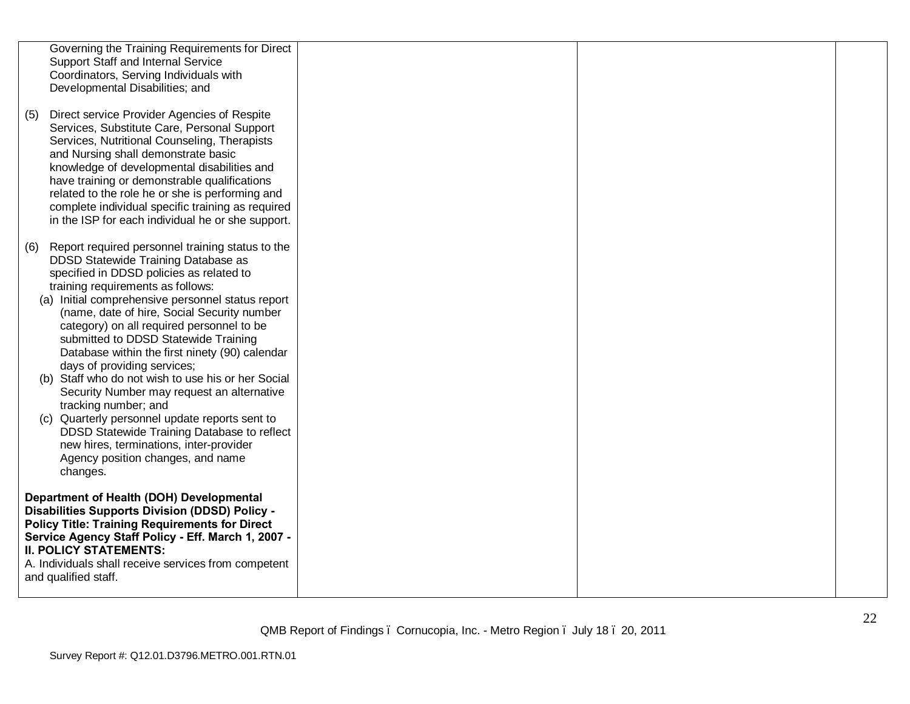| | | | |
|---|---|---|---|
| Governing the Training Requirements for Direct Support Staff and Internal Service Coordinators, Serving Individuals with Developmental Disabilities; and<br><br>(5) Direct service Provider Agencies of Respite Services, Substitute Care, Personal Support Services, Nutritional Counseling, Therapists and Nursing shall demonstrate basic knowledge of developmental disabilities and have training or demonstrable qualifications related to the role he or she is performing and complete individual specific training as required in the ISP for each individual he or she support.<br><br>(6) Report required personnel training status to the DDSD Statewide Training Database as specified in DDSD policies as related to training requirements as follows:<br>(a) Initial comprehensive personnel status report (name, date of hire, Social Security number category) on all required personnel to be submitted to DDSD Statewide Training Database within the first ninety (90) calendar days of providing services;<br>(b) Staff who do not wish to use his or her Social Security Number may request an alternative tracking number; and<br>(c) Quarterly personnel update reports sent to DDSD Statewide Training Database to reflect new hires, terminations, inter-provider Agency position changes, and name changes.<br><br>**Department of Health (DOH) Developmental Disabilities Supports Division (DDSD) Policy - Policy Title: Training Requirements for Direct Service Agency Staff Policy - Eff. March 1, 2007 - II. POLICY STATEMENTS:**<br>A. Individuals shall receive services from competent and qualified staff. | | | |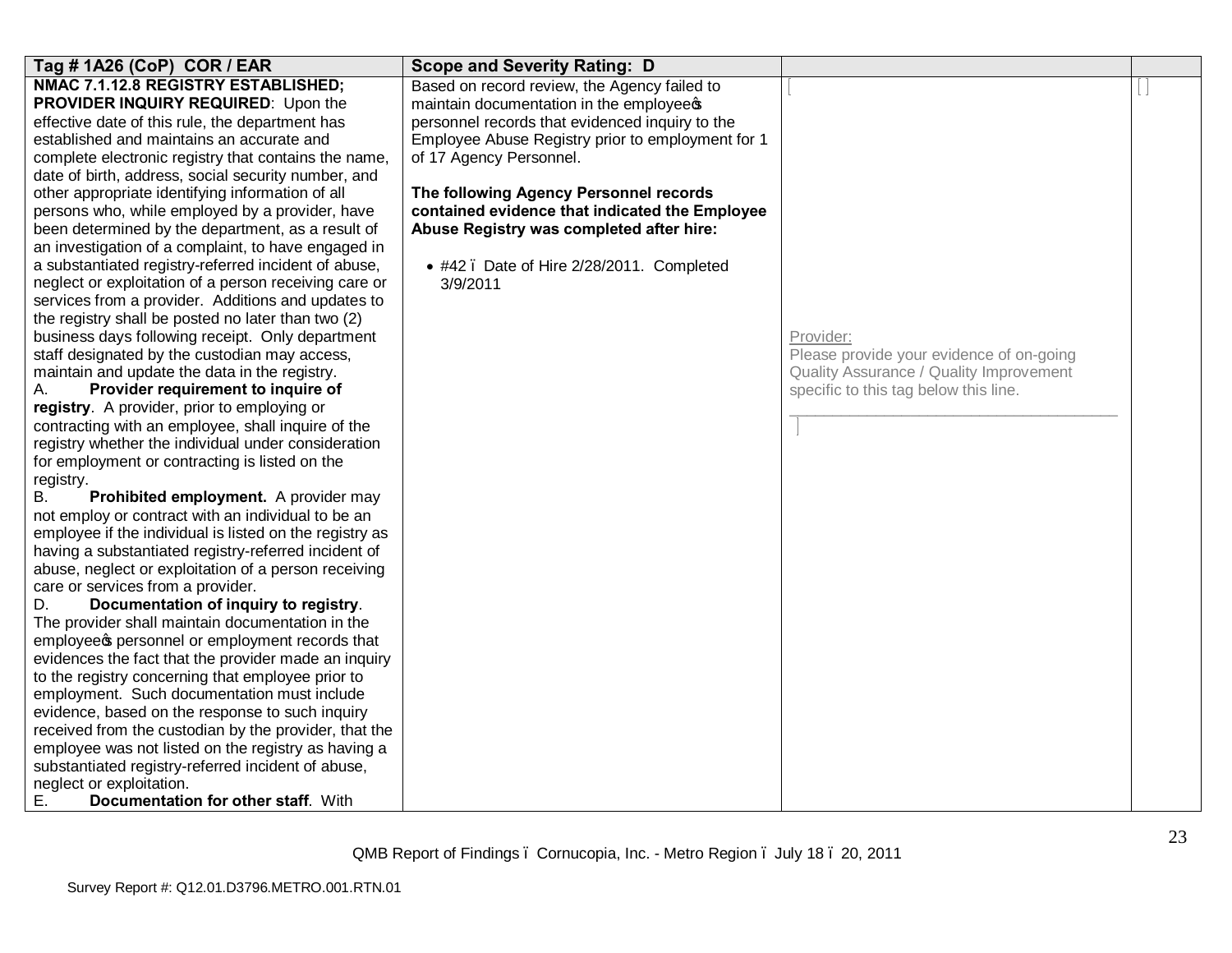| Tag # 1A26 (CoP) COR / EAR | Scope and Severity Rating: D | | |
|---|---|---|---|
| **NMAC 7.1.12.8 REGISTRY ESTABLISHED; PROVIDER INQUIRY REQUIRED**: Upon the effective date of this rule, the department has established and maintains an accurate and complete electronic registry that contains the name, date of birth, address, social security number, and other appropriate identifying information of all persons who, while employed by a provider, have been determined by the department, as a result of an investigation of a complaint, to have engaged in a substantiated registry-referred incident of abuse, neglect or exploitation of a person receiving care or services from a provider. Additions and updates to the registry shall be posted no later than two (2) business days following receipt. Only department staff designated by the custodian may access, maintain and update the data in the registry.<br>A. **Provider requirement to inquire of registry**. A provider, prior to employing or contracting with an employee, shall inquire of the registry whether the individual under consideration for employment or contracting is listed on the registry.<br>B. **Prohibited employment.** A provider may not employ or contract with an individual to be an employee if the individual is listed on the registry as having a substantiated registry-referred incident of abuse, neglect or exploitation of a person receiving care or services from a provider.<br>D. **Documentation of inquiry to registry**. The provider shall maintain documentation in the employee's personnel or employment records that evidences the fact that the provider made an inquiry to the registry concerning that employee prior to employment. Such documentation must include evidence, based on the response to such inquiry received from the custodian by the provider, that the employee was not listed on the registry as having a substantiated registry-referred incident of abuse, neglect or exploitation.<br>E. **Documentation for other staff**. With | Based on record review, the Agency failed to maintain documentation in the employee's personnel records that evidenced inquiry to the Employee Abuse Registry prior to employment for 1 of 17 Agency Personnel.<br><br>**The following Agency Personnel records contained evidence that indicated the Employee Abuse Registry was completed after hire:**<br><br>• #42 – Date of Hire 2/28/2011. Completed 3/9/2011 | [ ]<br><br>Provider:<br>Please provide your evidence of on-going Quality Assurance / Quality Improvement specific to this tag below this line.<br>______________________________________<br>[ ] | [ ] |

QMB Report of Findings – Cornucopia, Inc. - Metro Region – July 18 – 20, 2011

Survey Report #: Q12.01.D3796.METRO.001.RTN.01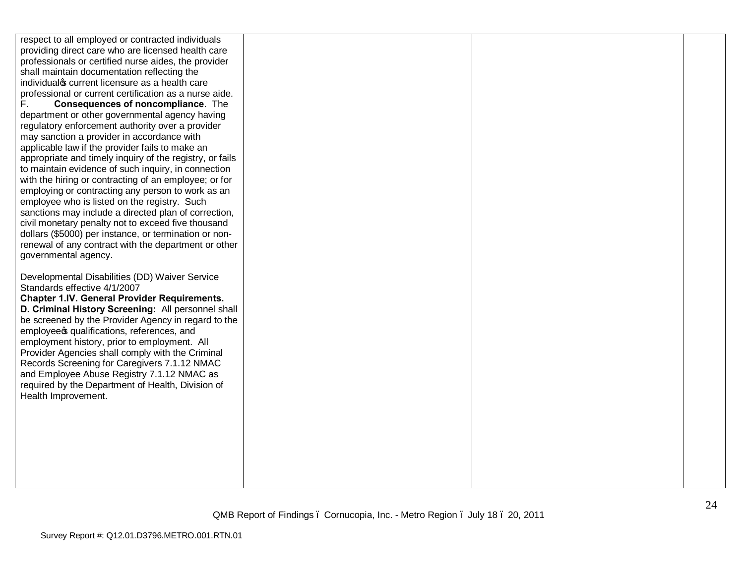| | | | |
|---|---|---|---|
| respect to all employed or contracted individuals providing direct care who are licensed health care professionals or certified nurse aides, the provider shall maintain documentation reflecting the individual's current licensure as a health care professional or current certification as a nurse aide.<br>F. **Consequences of noncompliance**. The department or other governmental agency having regulatory enforcement authority over a provider may sanction a provider in accordance with applicable law if the provider fails to make an appropriate and timely inquiry of the registry, or fails to maintain evidence of such inquiry, in connection with the hiring or contracting of an employee; or for employing or contracting any person to work as an employee who is listed on the registry. Such sanctions may include a directed plan of correction, civil monetary penalty not to exceed five thousand dollars ($5000) per instance, or termination or non-renewal of any contract with the department or other governmental agency.<br><br>Developmental Disabilities (DD) Waiver Service Standards effective 4/1/2007<br>**Chapter 1.IV. General Provider Requirements.**<br>**D. Criminal History Screening:** All personnel shall be screened by the Provider Agency in regard to the employee's qualifications, references, and employment history, prior to employment. All Provider Agencies shall comply with the Criminal Records Screening for Caregivers 7.1.12 NMAC and Employee Abuse Registry 7.1.12 NMAC as required by the Department of Health, Division of Health Improvement. | | | |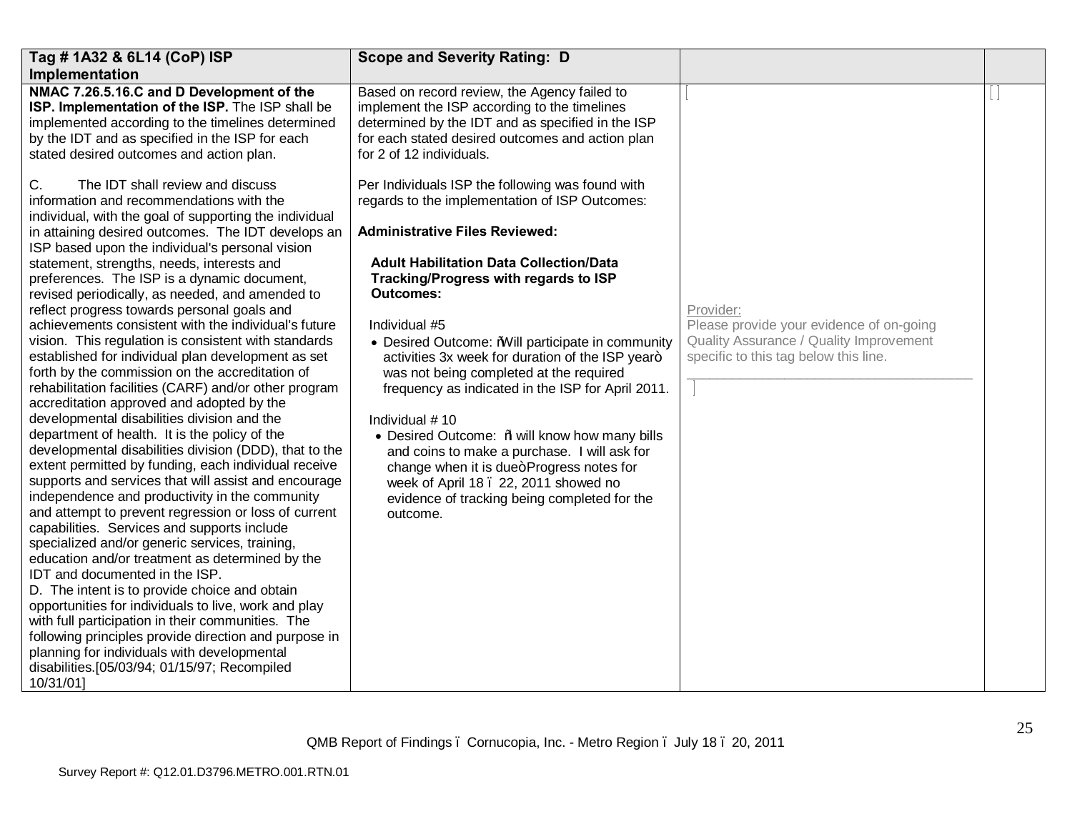| Tag # 1A32 & 6L14 (CoP) ISP Implementation | Scope and Severity Rating: D | | |
|---|---|---|---|
| **NMAC 7.26.5.16.C and D Development of the ISP. Implementation of the ISP.** The ISP shall be implemented according to the timelines determined by the IDT and as specified in the ISP for each stated desired outcomes and action plan.<br><br>C. The IDT shall review and discuss information and recommendations with the individual, with the goal of supporting the individual in attaining desired outcomes. The IDT develops an ISP based upon the individual's personal vision statement, strengths, needs, interests and preferences. The ISP is a dynamic document, revised periodically, as needed, and amended to reflect progress towards personal goals and achievements consistent with the individual's future vision. This regulation is consistent with standards established for individual plan development as set forth by the commission on the accreditation of rehabilitation facilities (CARF) and/or other program accreditation approved and adopted by the developmental disabilities division and the department of health. It is the policy of the developmental disabilities division (DDD), that to the extent permitted by funding, each individual receive supports and services that will assist and encourage independence and productivity in the community and attempt to prevent regression or loss of current capabilities. Services and supports include specialized and/or generic services, training, education and/or treatment as determined by the IDT and documented in the ISP.<br>D. The intent is to provide choice and obtain opportunities for individuals to live, work and play with full participation in their communities. The following principles provide direction and purpose in planning for individuals with developmental disabilities.[05/03/94; 01/15/97; Recompiled 10/31/01] | Based on record review, the Agency failed to implement the ISP according to the timelines determined by the IDT and as specified in the ISP for each stated desired outcomes and action plan for 2 of 12 individuals.<br><br>Per Individuals ISP the following was found with regards to the implementation of ISP Outcomes:<br><br>**Administrative Files Reviewed:**<br><br>**Adult Habilitation Data Collection/Data Tracking/Progress with regards to ISP Outcomes:**<br><br>Individual #5<br>• Desired Outcome: "Will participate in community activities 3x week for duration of the ISP year" was not being completed at the required frequency as indicated in the ISP for April 2011.<br><br>Individual # 10<br>• Desired Outcome: "I will know how many bills and coins to make a purchase. I will ask for change when it is due" Progress notes for week of April 18 – 22, 2011 showed no evidence of tracking being completed for the outcome. | Provider:<br>Please provide your evidence of on-going Quality Assurance / Quality Improvement specific to this tag below this line.<br>_______________________________________ | |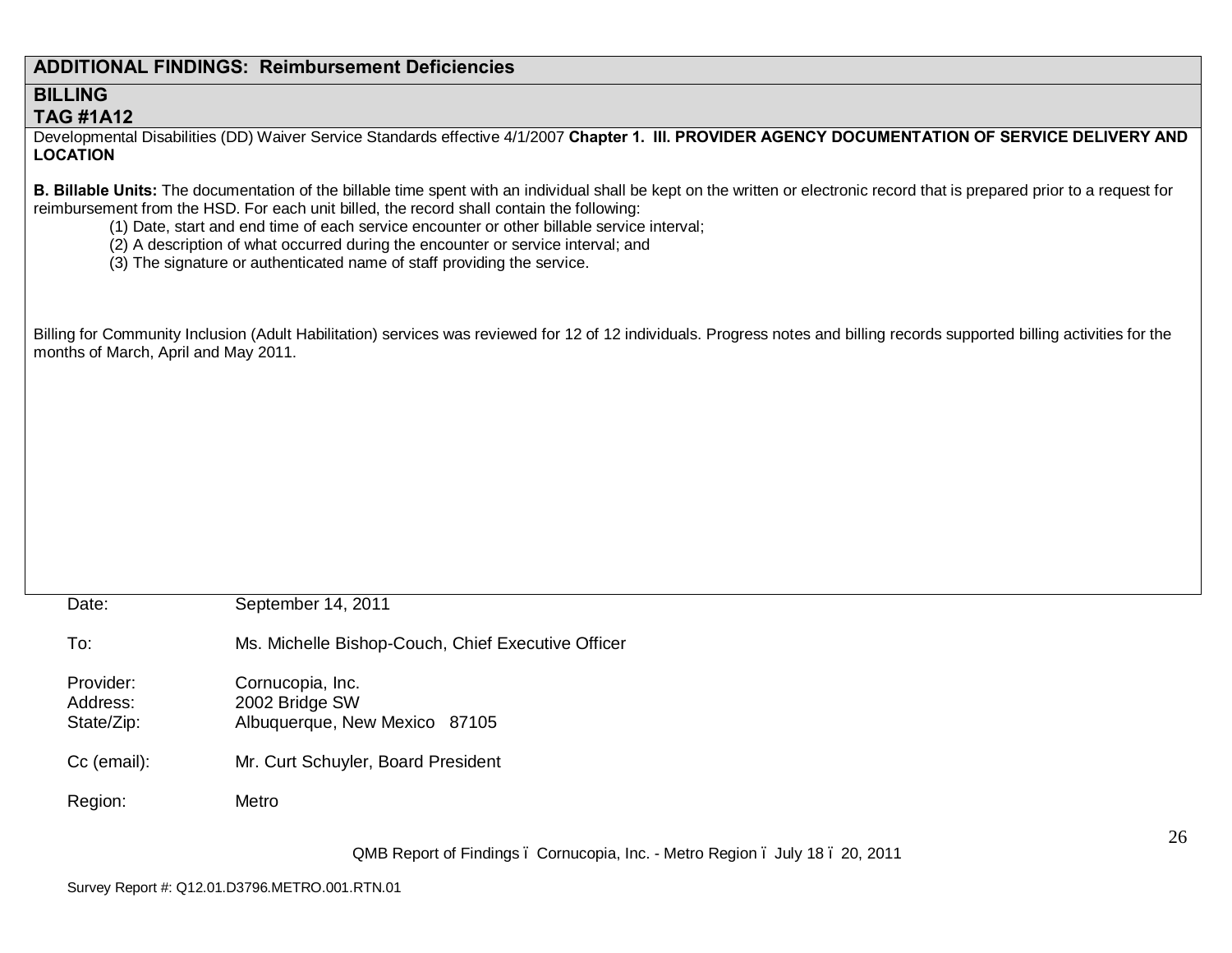## ADDITIONAL FINDINGS: Reimbursement Deficiencies

### BILLING
### TAG #1A12

Developmental Disabilities (DD) Waiver Service Standards effective 4/1/2007 **Chapter 1. III. PROVIDER AGENCY DOCUMENTATION OF SERVICE DELIVERY AND LOCATION**

**B. Billable Units:** The documentation of the billable time spent with an individual shall be kept on the written or electronic record that is prepared prior to a request for reimbursement from the HSD. For each unit billed, the record shall contain the following:

(1) Date, start and end time of each service encounter or other billable service interval;
(2) A description of what occurred during the encounter or service interval; and
(3) The signature or authenticated name of staff providing the service.

Billing for Community Inclusion (Adult Habilitation) services was reviewed for 12 of 12 individuals. Progress notes and billing records supported billing activities for the months of March, April and May 2011.

Date: September 14, 2011

To: Ms. Michelle Bishop-Couch, Chief Executive Officer

Provider: Cornucopia, Inc.
Address: 2002 Bridge SW
State/Zip: Albuquerque, New Mexico 87105

Cc (email): Mr. Curt Schuyler, Board President

Region: Metro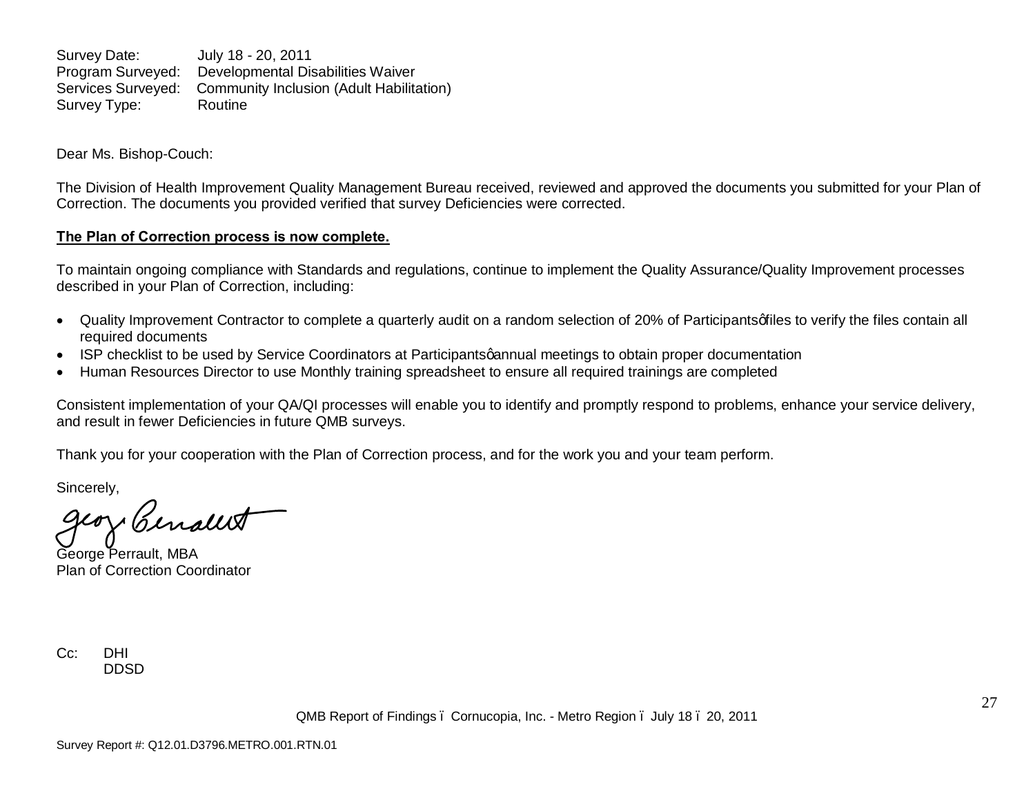Survey Date: July 18 - 20, 2011
Program Surveyed: Developmental Disabilities Waiver
Services Surveyed: Community Inclusion (Adult Habilitation)
Survey Type: Routine

Dear Ms. Bishop-Couch:

The Division of Health Improvement Quality Management Bureau received, reviewed and approved the documents you submitted for your Plan of Correction. The documents you provided verified that survey Deficiencies were corrected.

**The Plan of Correction process is now complete.**

To maintain ongoing compliance with Standards and regulations, continue to implement the Quality Assurance/Quality Improvement processes described in your Plan of Correction, including:

- Quality Improvement Contractor to complete a quarterly audit on a random selection of 20% of Participantsqfiles to verify the files contain all required documents
- ISP checklist to be used by Service Coordinators at Participantsqannual meetings to obtain proper documentation
- Human Resources Director to use Monthly training spreadsheet to ensure all required trainings are completed

Consistent implementation of your QA/QI processes will enable you to identify and promptly respond to problems, enhance your service delivery, and result in fewer Deficiencies in future QMB surveys.

Thank you for your cooperation with the Plan of Correction process, and for the work you and your team perform.

Sincerely,

George Perrault, MBA
Plan of Correction Coordinator

Cc: DHI
DDSD

QMB Report of Findings – Cornucopia, Inc. - Metro Region – July 18 – 20, 2011

Survey Report #: Q12.01.D3796.METRO.001.RTN.01